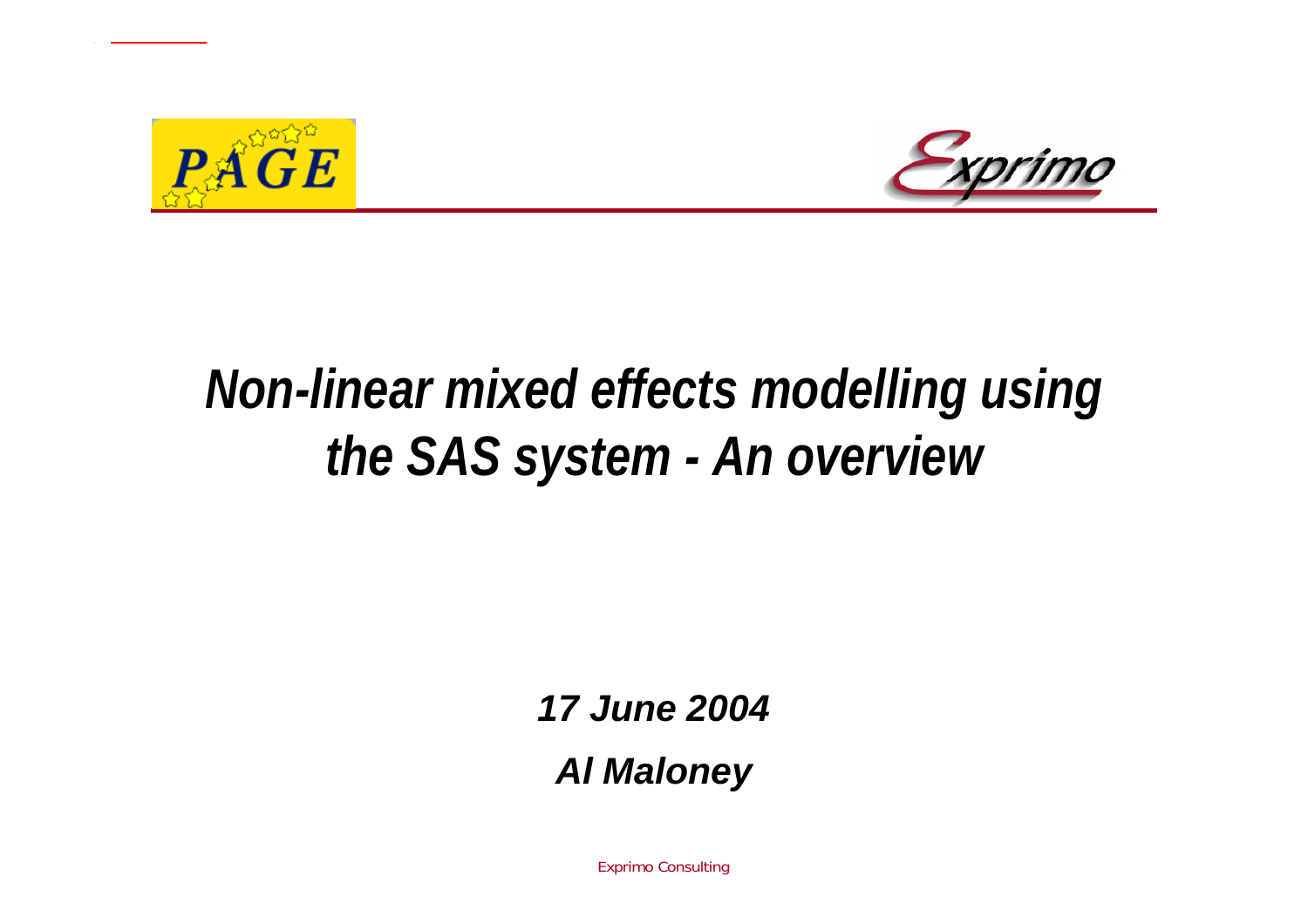# *Non-linear mixed effects modelling using the SAS system - An overview*

***17 June 2004***

***Al Maloney***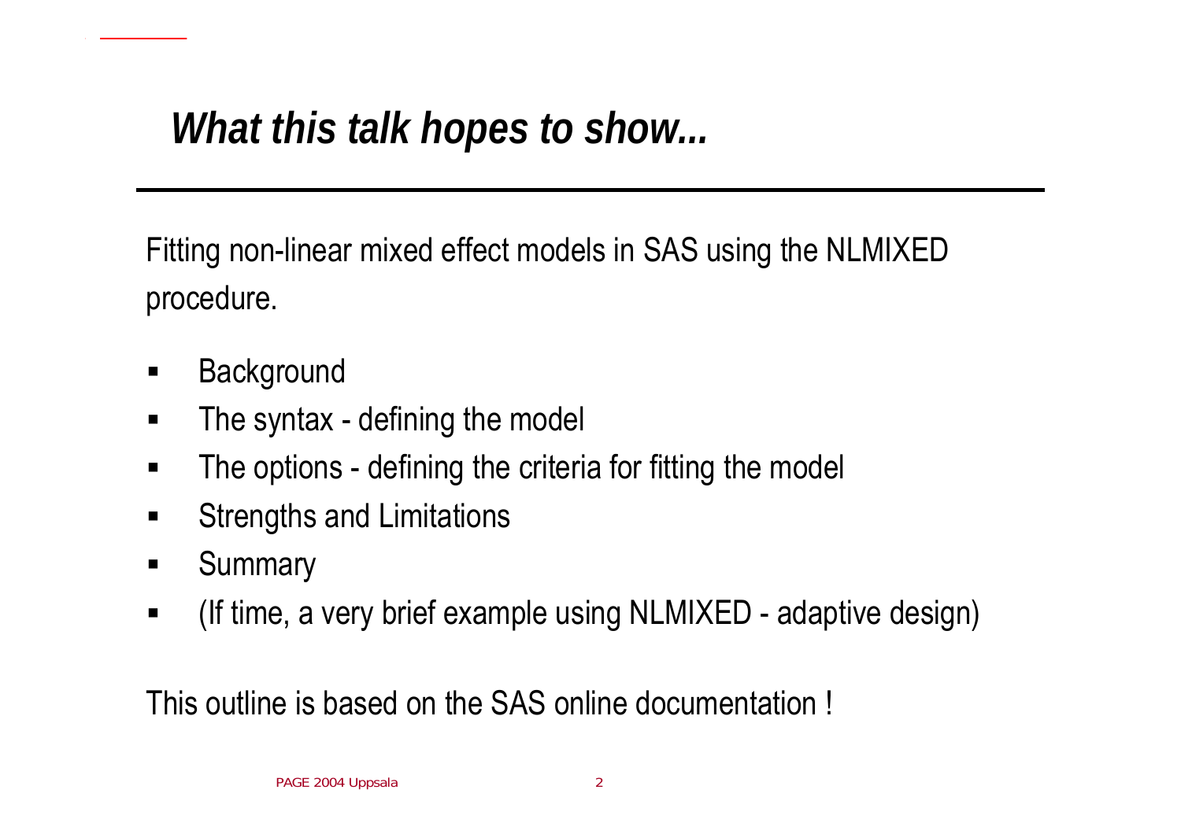# *What this talk hopes to show...*

Fitting non-linear mixed effect models in SAS using the NLMIXED procedure.

- Background
- The syntax - defining the model
- The options - defining the criteria for fitting the model
- Strengths and Limitations
- Summary
- (If time, a very brief example using NLMIXED - adaptive design)

This outline is based on the SAS online documentation !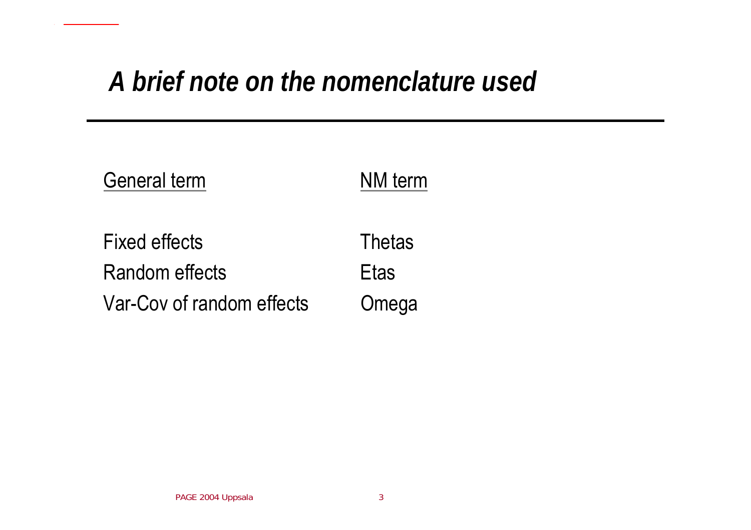# *A brief note on the nomenclature used*

| General term | NM term |
| --- | --- |
| Fixed effects | Thetas |
| Random effects | Etas |
| Var-Cov of random effects | Omega |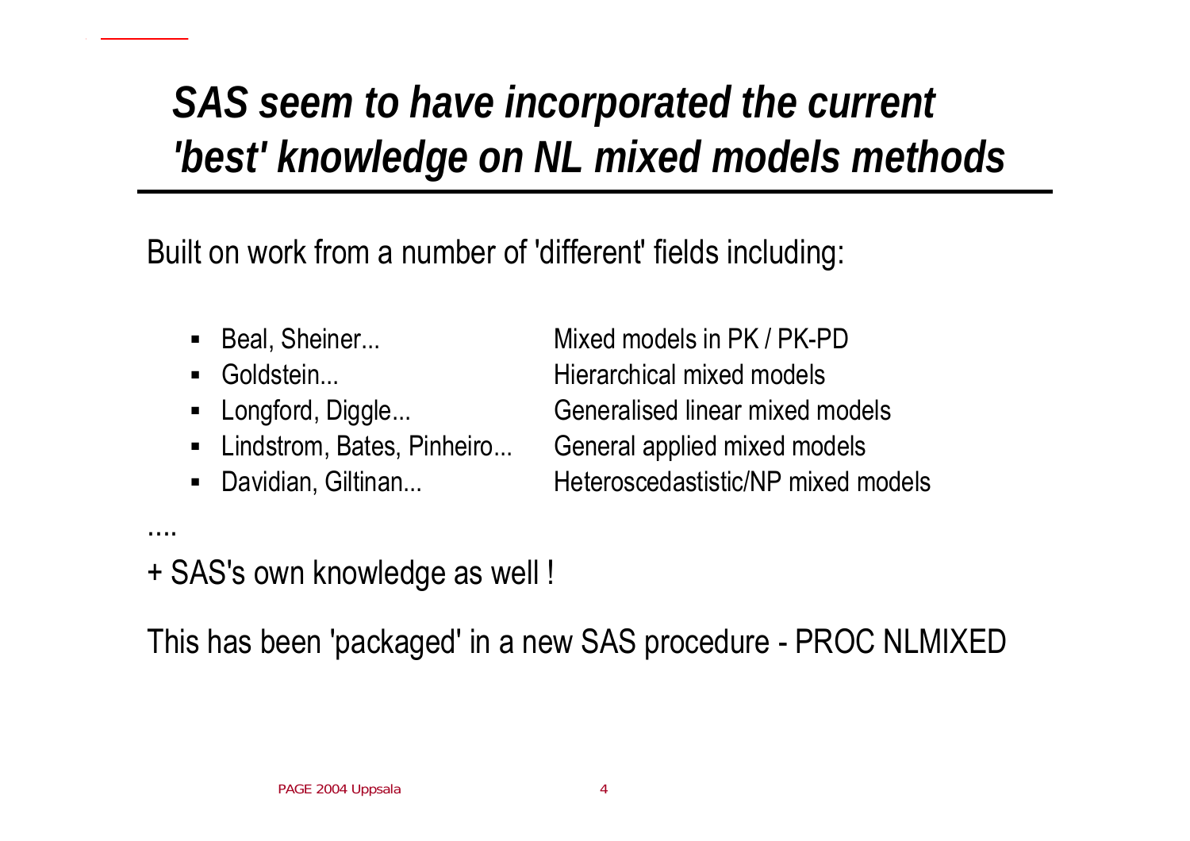# *SAS seem to have incorporated the current 'best' knowledge on NL mixed models methods*

Built on work from a number of 'different' fields including:

| | |
|---|---|
| Beal, Sheiner... | Mixed models in PK / PK-PD |
| Goldstein... | Hierarchical mixed models |
| Longford, Diggle... | Generalised linear mixed models |
| Lindstrom, Bates, Pinheiro... | General applied mixed models |
| Davidian, Giltinan... | Heteroscedastistic/NP mixed models |

....

+ SAS's own knowledge as well !

This has been 'packaged' in a new SAS procedure - PROC NLMIXED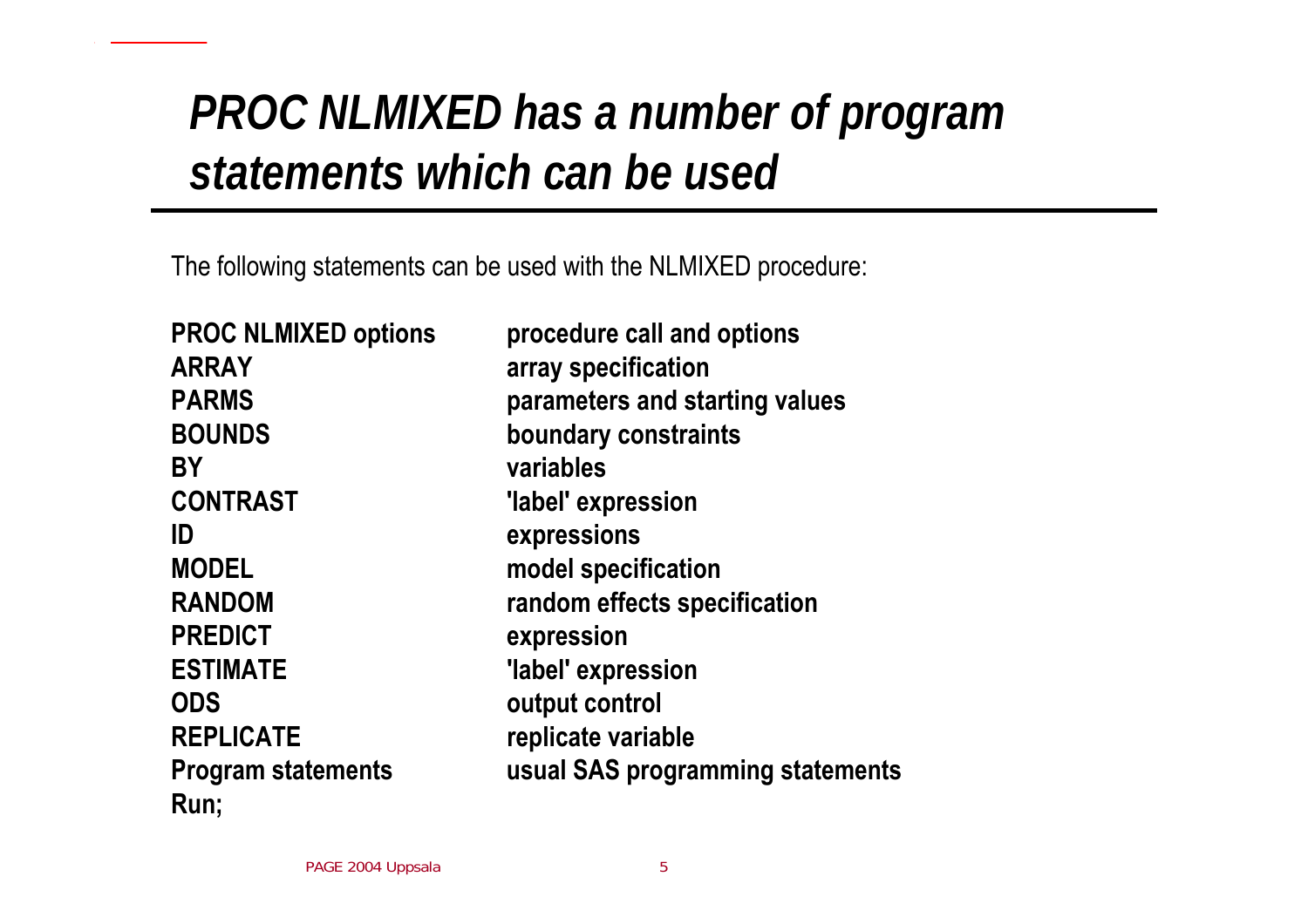# *PROC NLMIXED has a number of program statements which can be used*

The following statements can be used with the NLMIXED procedure:

| | |
|---|---|
| **PROC NLMIXED options** | **procedure call and options** |
| **ARRAY** | **array specification** |
| **PARMS** | **parameters and starting values** |
| **BOUNDS** | **boundary constraints** |
| **BY** | **variables** |
| **CONTRAST** | **'label' expression** |
| **ID** | **expressions** |
| **MODEL** | **model specification** |
| **RANDOM** | **random effects specification** |
| **PREDICT** | **expression** |
| **ESTIMATE** | **'label' expression** |
| **ODS** | **output control** |
| **REPLICATE** | **replicate variable** |
| **Program statements** | **usual SAS programming statements** |
| **Run;** | |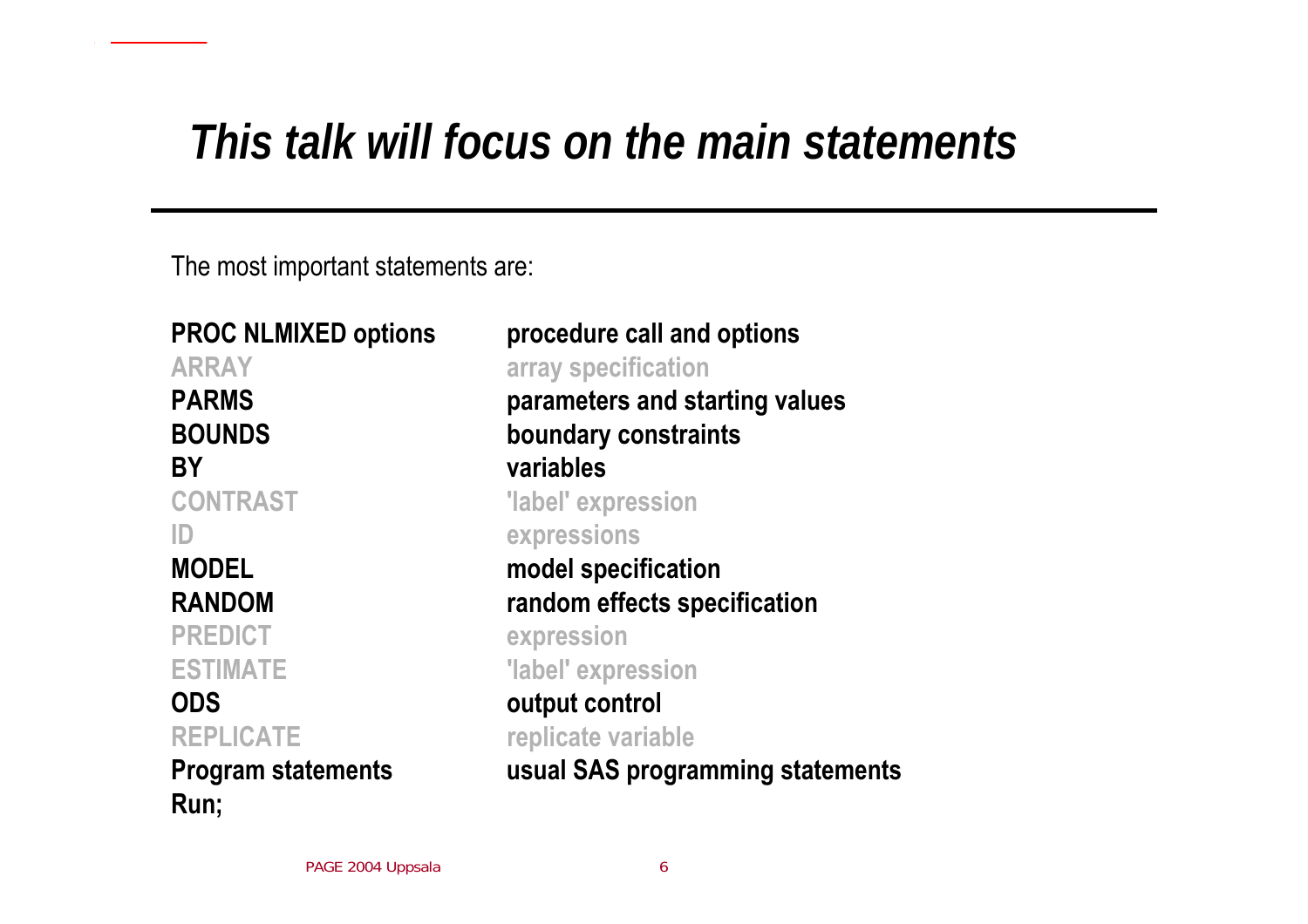# *This talk will focus on the main statements*

The most important statements are:

| | |
|---|---|
| **PROC NLMIXED options** | **procedure call and options** |
| ARRAY | array specification |
| **PARMS** | **parameters and starting values** |
| **BOUNDS** | **boundary constraints** |
| **BY** | **variables** |
| CONTRAST | 'label' expression |
| ID | expressions |
| **MODEL** | **model specification** |
| **RANDOM** | **random effects specification** |
| PREDICT | expression |
| ESTIMATE | 'label' expression |
| **ODS** | **output control** |
| REPLICATE | replicate variable |
| **Program statements** | **usual SAS programming statements** |
| **Run;** | |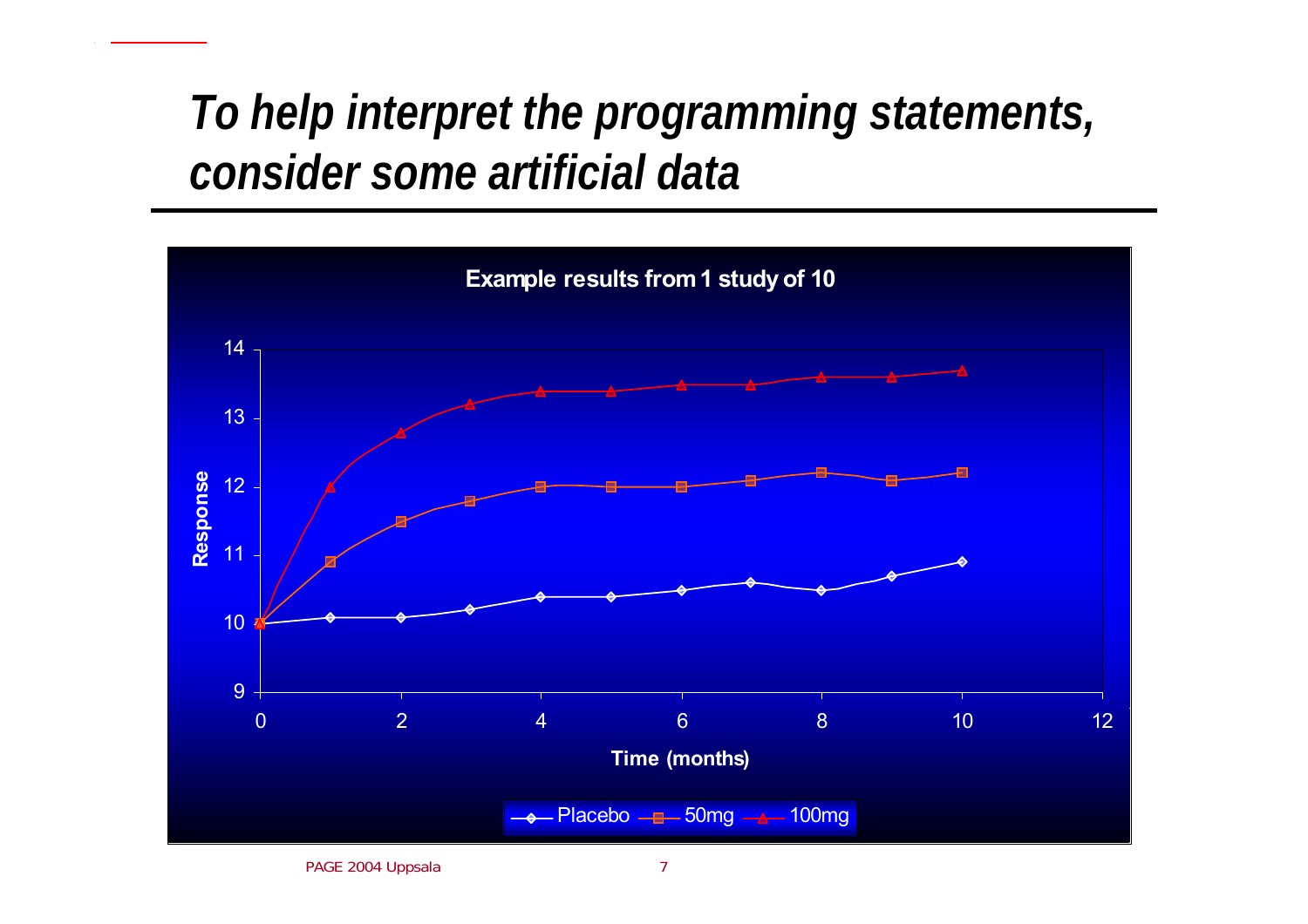# *To help interpret the programming statements, consider some artificial data*

**Example results from 1 study of 10**

Response

Time (months)

Placebo — 50mg — 100mg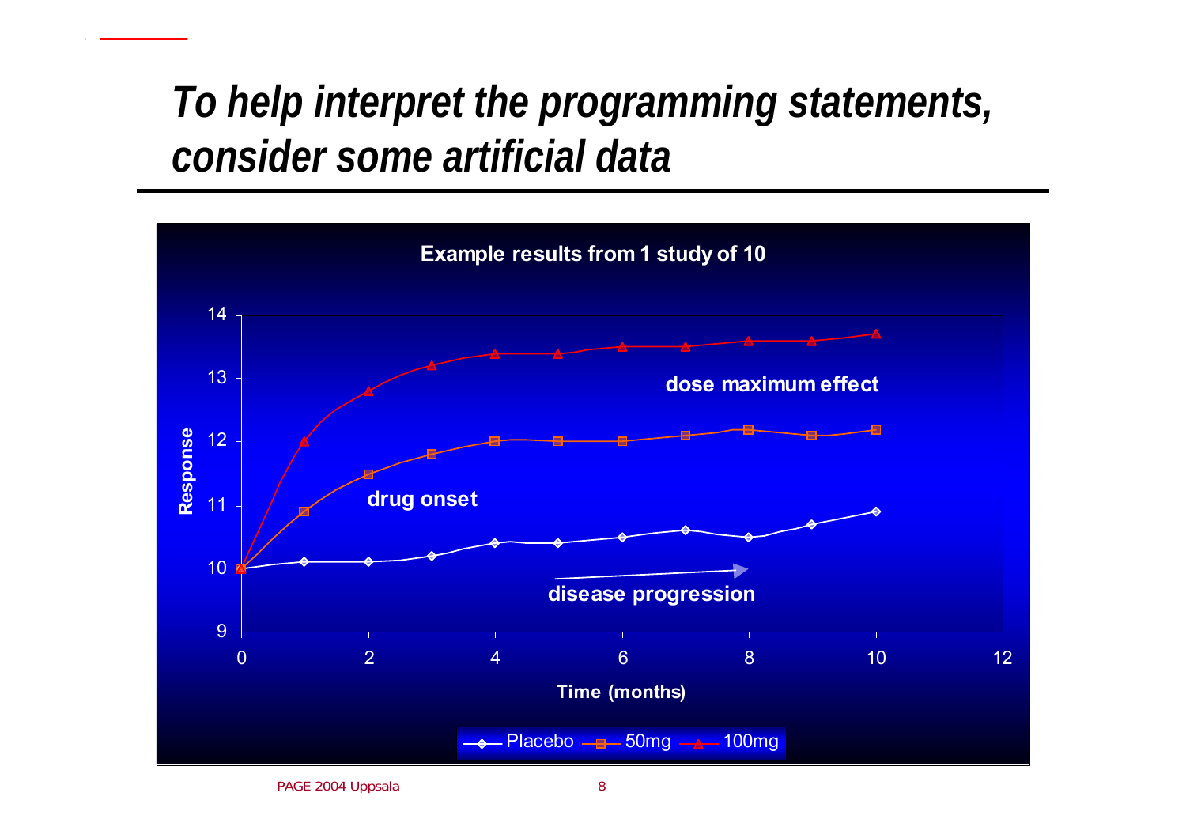# *To help interpret the programming statements, consider some artificial data*

**Example results from 1 study of 10**

| Time (months) | Placebo | 50mg | 100mg |
|---|---|---|---|
| 0 | 10 | 10 | 10 |
| 1 | 10.1 | 10.9 | 12 |
| 2 | 10.1 | 11.5 | 12.8 |
| 3 | 10.2 | 11.8 | 13.2 |
| 4 | 10.4 | 12 | 13.4 |
| 5 | 10.4 | 12 | 13.4 |
| 6 | 10.5 | 12 | 13.5 |
| 7 | 10.6 | 12.1 | 13.5 |
| 8 | 10.5 | 12.2 | 13.6 |
| 9 | 10.7 | 12.1 | 13.6 |
| 10 | 10.9 | 12.2 | 13.7 |

Annotations: **dose maximum effect**, **drug onset**, **disease progression**

Axes: Response (y, 9–14); Time (months) (x, 0–12)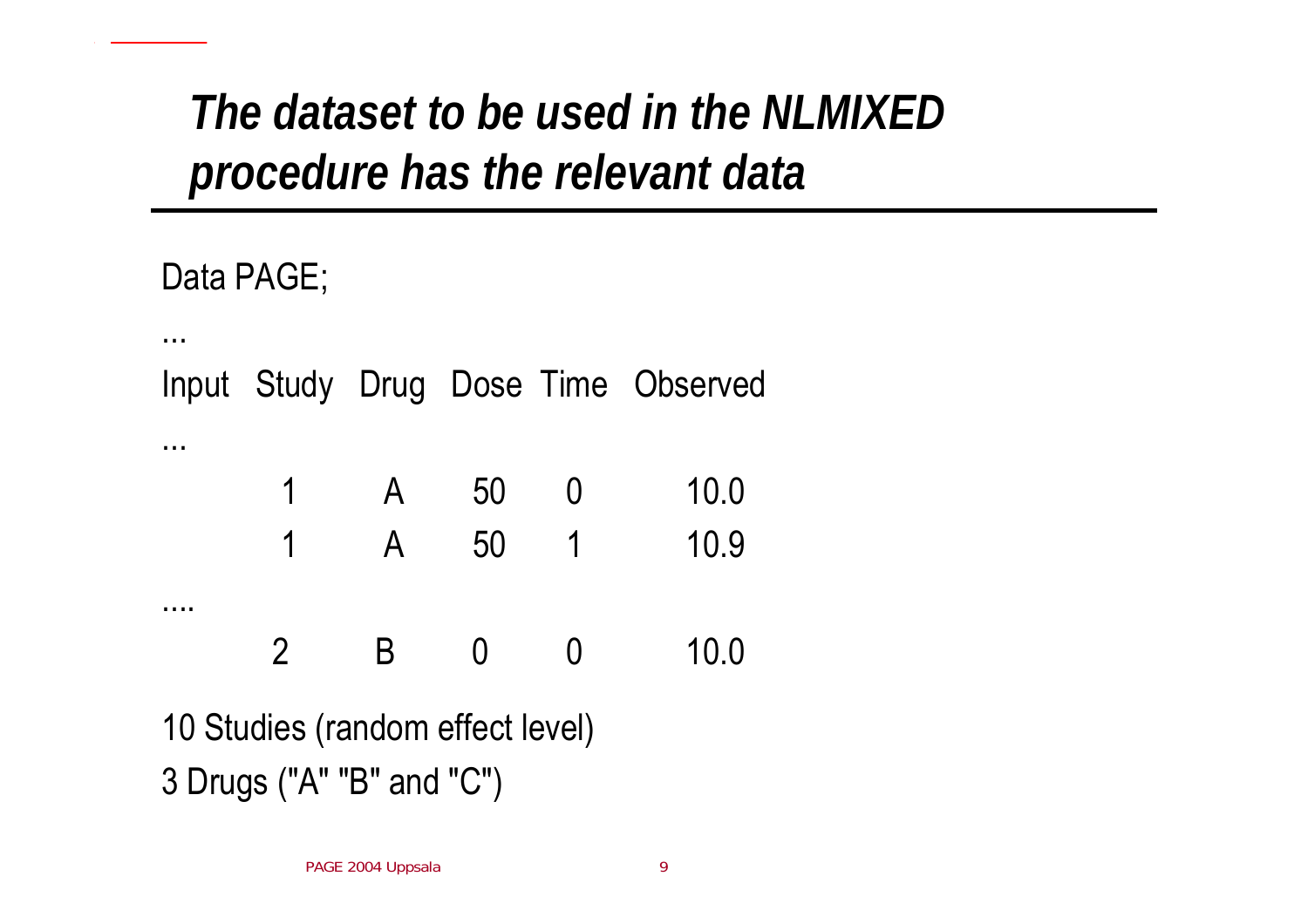# *The dataset to be used in the NLMIXED procedure has the relevant data*

```
Data PAGE;
...
Input  Study  Drug  Dose  Time  Observed
...
         1      A     50    0       10.0
         1      A     50    1       10.9
....
         2      B     0     0       10.0
```

10 Studies (random effect level)

3 Drugs ("A" "B" and "C")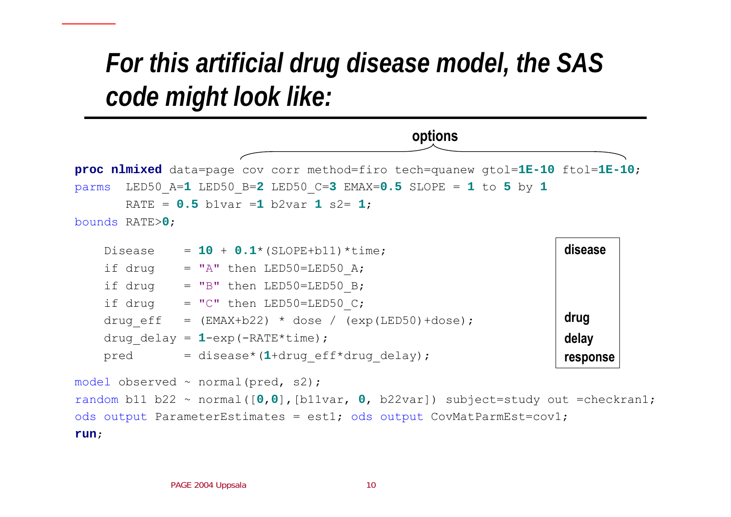# *For this artificial drug disease model, the SAS code might look like:*

**options**

```
proc nlmixed data=page cov corr method=firo tech=quanew gtol=1E-10 ftol=1E-10;
parms  LED50_A=1 LED50_B=2 LED50_C=3 EMAX=0.5 SLOPE = 1 to 5 by 1
       RATE = 0.5 b1var =1 b2var 1 s2= 1;
bounds RATE>0;

    Disease     = 10 + 0.1*(SLOPE+b11)*time;
    if drug     = "A" then LED50=LED50_A;
    if drug     = "B" then LED50=LED50_B;
    if drug     = "C" then LED50=LED50_C;
    drug_eff    = (EMAX+b22) * dose / (exp(LED50)+dose);
    drug_delay  = 1-exp(-RATE*time);
    pred        = disease*(1+drug_eff*drug_delay);

model observed ~ normal(pred, s2);
random b11 b22 ~ normal([0,0],[b11var, 0, b22var]) subject=study out =checkran1;
ods output ParameterEstimates = est1; ods output CovMatParmEst=cov1;
run;
```

**disease**

**drug**

**delay**

**response**

PAGE 2004 Uppsala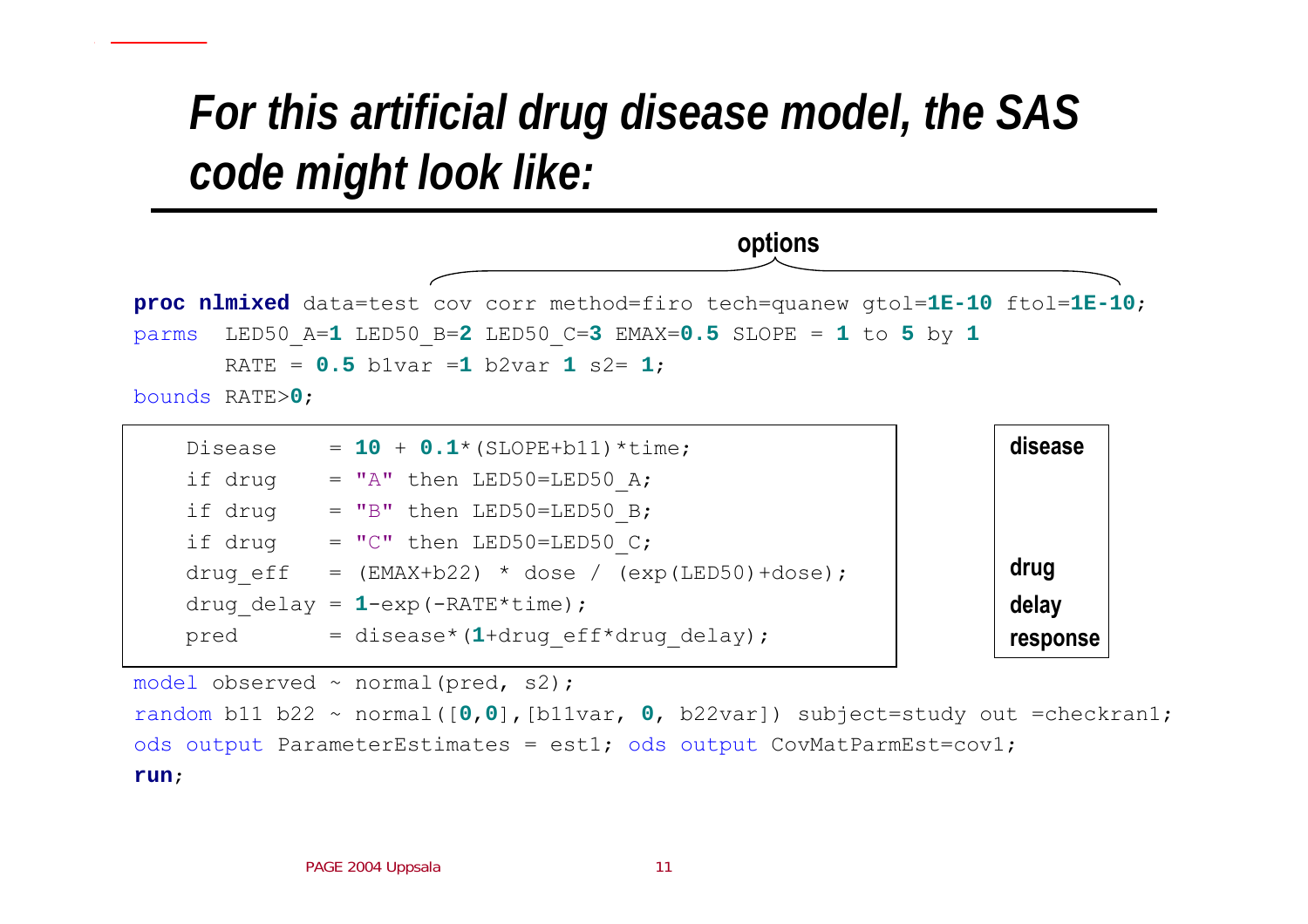# For this artificial drug disease model, the SAS code might look like:

options

```
proc nlmixed data=test cov corr method=firo tech=quanew gtol=1E-10 ftol=1E-10;
parms  LED50_A=1 LED50_B=2 LED50_C=3 EMAX=0.5 SLOPE = 1 to 5 by 1
       RATE = 0.5 b1var =1 b2var 1 s2= 1;
bounds RATE>0;

    Disease    = 10 + 0.1*(SLOPE+b11)*time;
    if drug    = "A" then LED50=LED50_A;
    if drug    = "B" then LED50=LED50_B;
    if drug    = "C" then LED50=LED50_C;
    drug_eff   = (EMAX+b22) * dose / (exp(LED50)+dose);
    drug_delay = 1-exp(-RATE*time);
    pred       = disease*(1+drug_eff*drug_delay);

model observed ~ normal(pred, s2);
random b11 b22 ~ normal([0,0],[b11var, 0, b22var]) subject=study out =checkran1;
ods output ParameterEstimates = est1; ods output CovMatParmEst=cov1;
run;
```

disease

drug

delay

response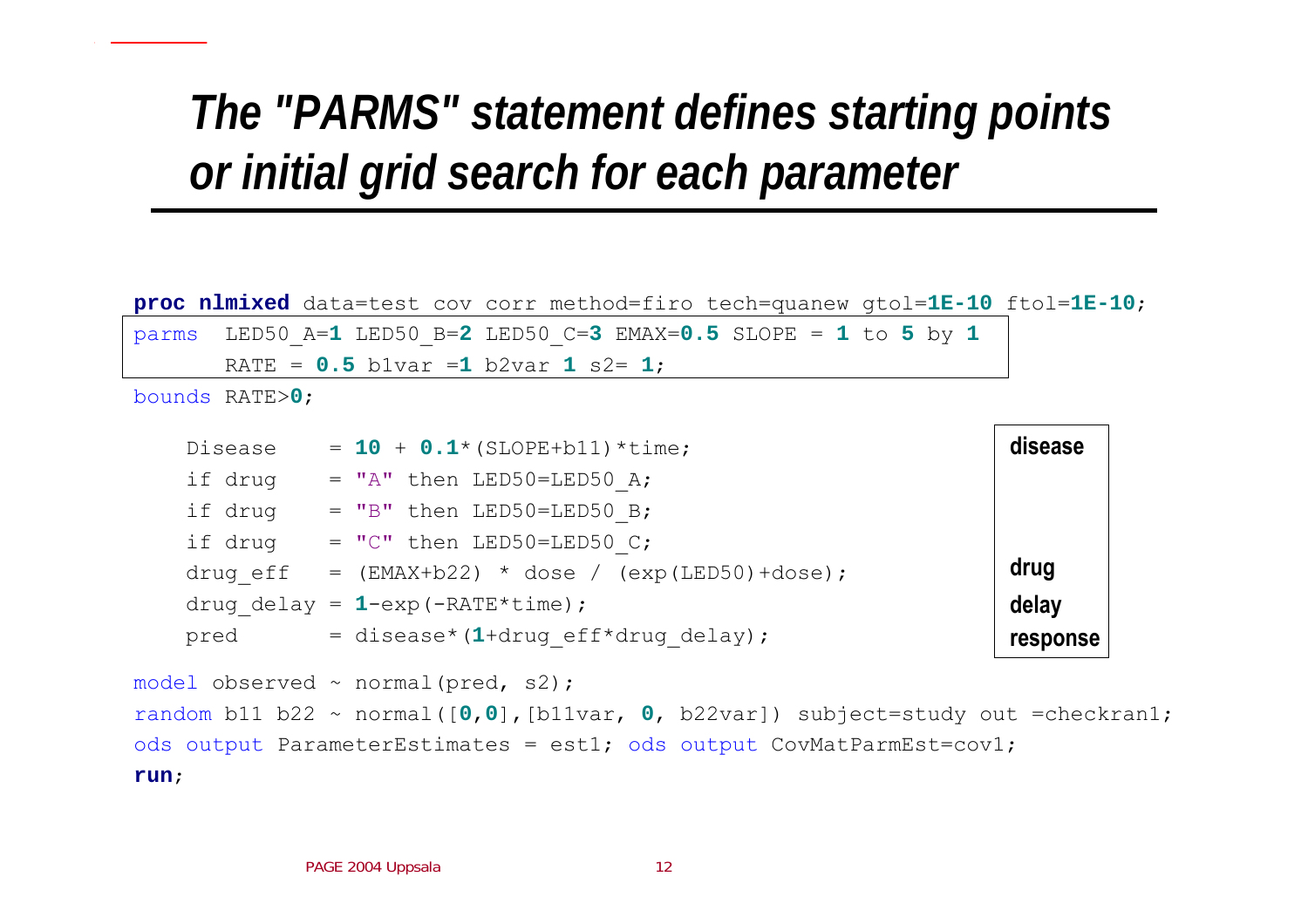# *The "PARMS" statement defines starting points or initial grid search for each parameter*

```
proc nlmixed data=test cov corr method=firo tech=quanew gtol=1E-10 ftol=1E-10;
parms  LED50_A=1 LED50_B=2 LED50_C=3 EMAX=0.5 SLOPE = 1 to 5 by 1
       RATE = 0.5 b1var =1 b2var 1 s2= 1;
bounds RATE>0;

   Disease     = 10 + 0.1*(SLOPE+b11)*time;
   if drug     = "A" then LED50=LED50_A;
   if drug     = "B" then LED50=LED50_B;
   if drug     = "C" then LED50=LED50_C;
   drug_eff    = (EMAX+b22) * dose / (exp(LED50)+dose);
   drug_delay = 1-exp(-RATE*time);
   pred        = disease*(1+drug_eff*drug_delay);

model observed ~ normal(pred, s2);
random b11 b22 ~ normal([0,0],[b11var, 0, b22var]) subject=study out =checkran1;
ods output ParameterEstimates = est1; ods output CovMatParmEst=cov1;
run;
```

**disease**

**drug**

**delay**

**response**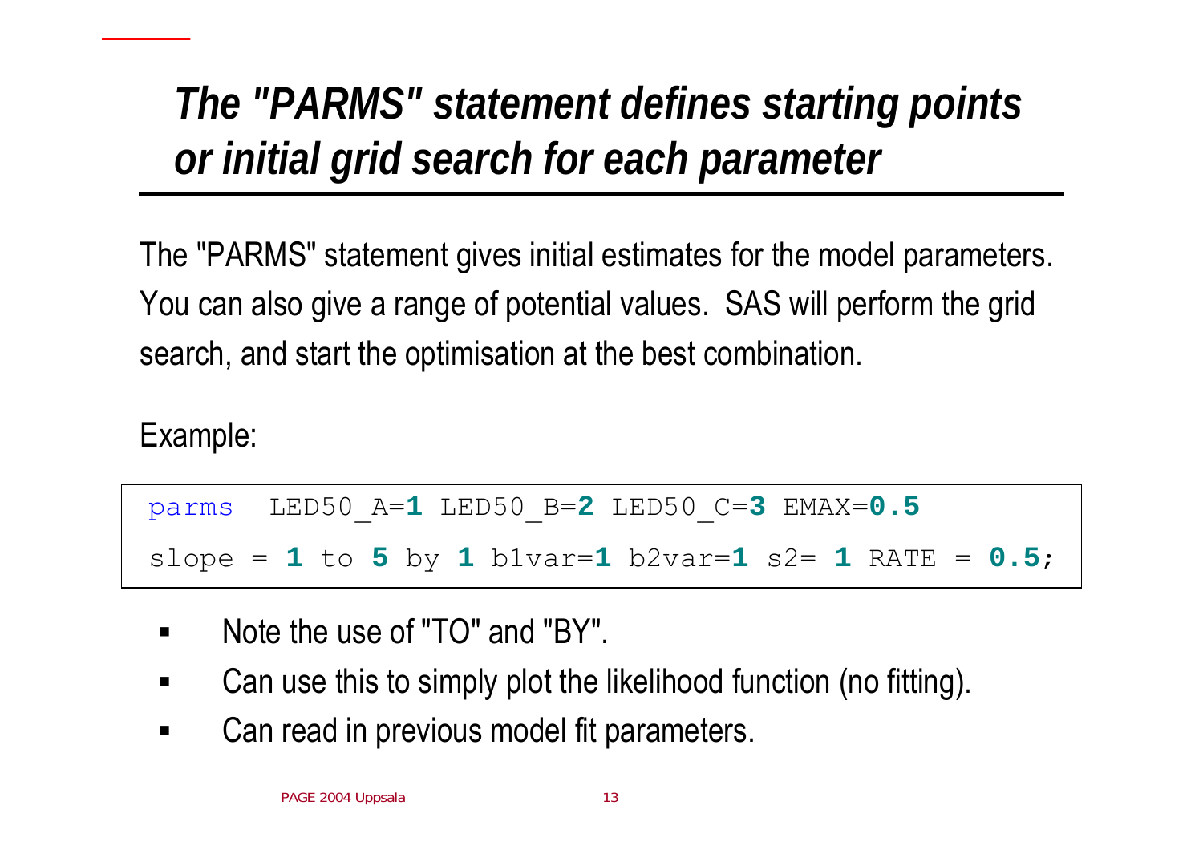# *The "PARMS" statement defines starting points or initial grid search for each parameter*

The "PARMS" statement gives initial estimates for the model parameters. You can also give a range of potential values. SAS will perform the grid search, and start the optimisation at the best combination.

Example:

```
parms  LED50_A=1 LED50_B=2 LED50_C=3 EMAX=0.5
slope = 1 to 5 by 1 b1var=1 b2var=1 s2= 1 RATE = 0.5;
```

- Note the use of "TO" and "BY".
- Can use this to simply plot the likelihood function (no fitting).
- Can read in previous model fit parameters.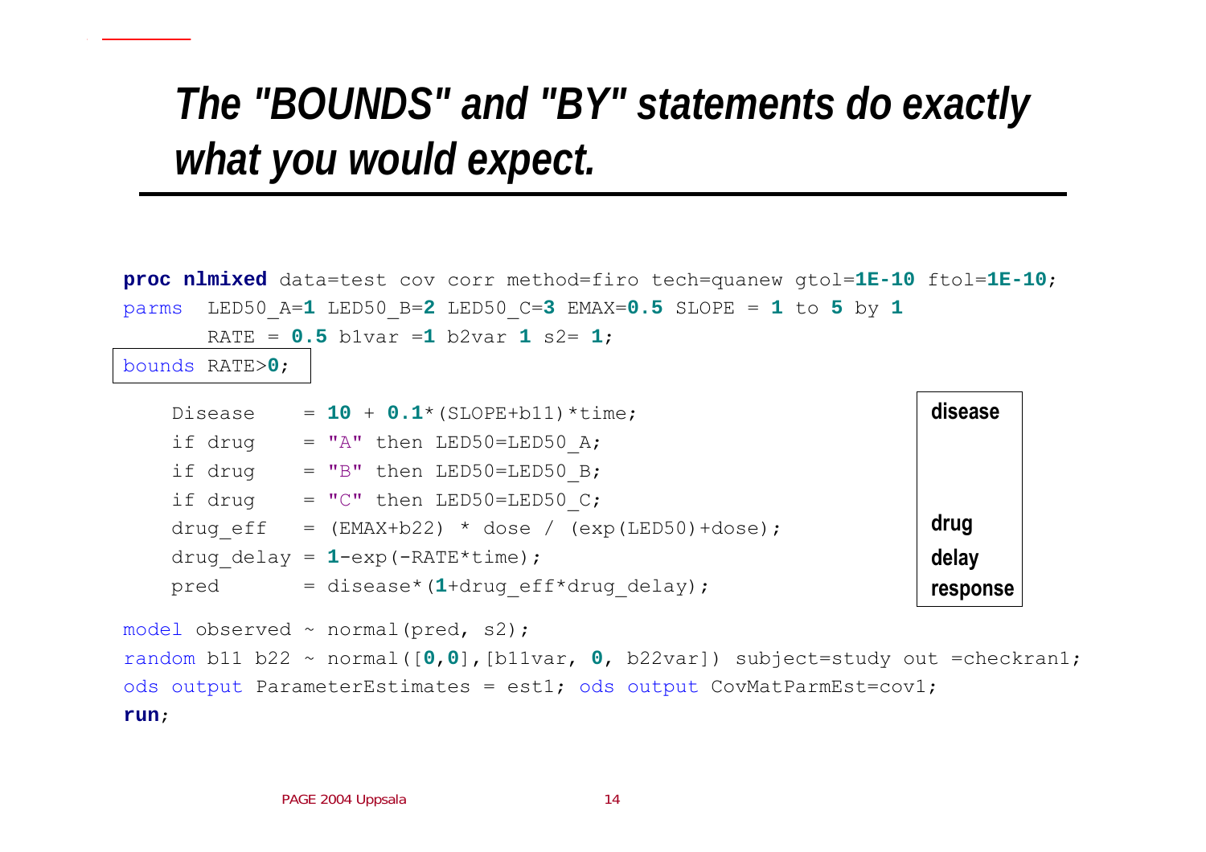# *The "BOUNDS" and "BY" statements do exactly what you would expect.*

```
proc nlmixed data=test cov corr method=firo tech=quanew gtol=1E-10 ftol=1E-10;
parms  LED50_A=1 LED50_B=2 LED50_C=3 EMAX=0.5 SLOPE = 1 to 5 by 1
       RATE = 0.5 b1var =1 b2var 1 s2= 1;
bounds RATE>0;

    Disease     = 10 + 0.1*(SLOPE+b11)*time;
    if drug     = "A" then LED50=LED50_A;
    if drug     = "B" then LED50=LED50_B;
    if drug     = "C" then LED50=LED50_C;
    drug_eff    = (EMAX+b22) * dose / (exp(LED50)+dose);
    drug_delay  = 1-exp(-RATE*time);
    pred        = disease*(1+drug_eff*drug_delay);

model observed ~ normal(pred, s2);
random b11 b22 ~ normal([0,0],[b11var, 0, b22var]) subject=study out =checkran1;
ods output ParameterEstimates = est1; ods output CovMatParmEst=cov1;
run;
```

**disease**

**drug**

**delay**

**response**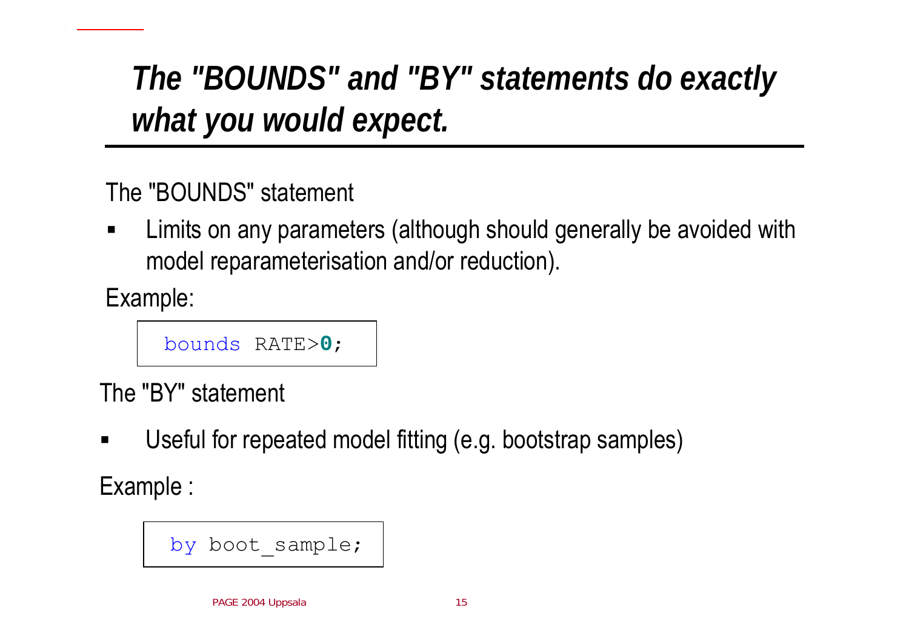# The "BOUNDS" and "BY" statements do exactly what you would expect.

The "BOUNDS" statement

- Limits on any parameters (although should generally be avoided with model reparameterisation and/or reduction).

Example:

```
bounds RATE>0;
```

The "BY" statement

- Useful for repeated model fitting (e.g. bootstrap samples)

Example :

```
by boot_sample;
```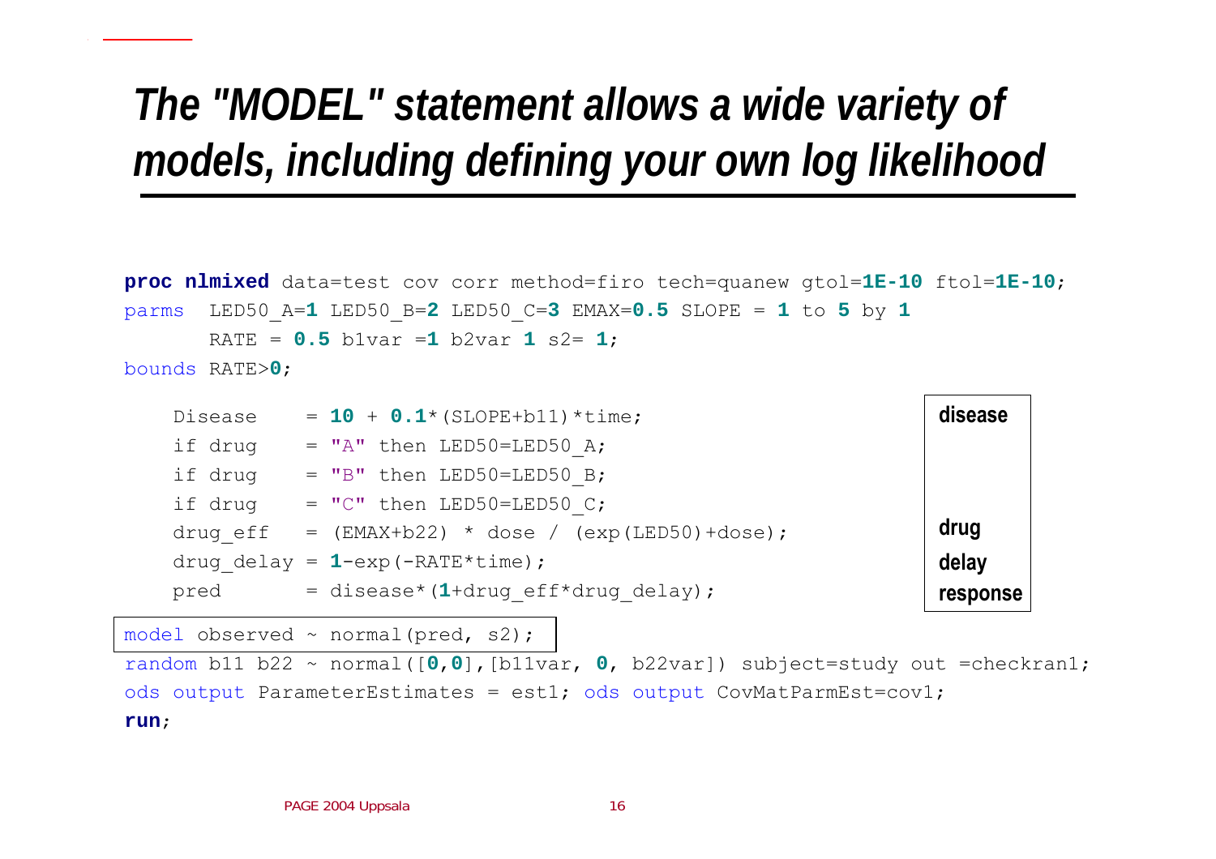# *The "MODEL" statement allows a wide variety of models, including defining your own log likelihood*

```
proc nlmixed data=test cov corr method=firo tech=quanew gtol=1E-10 ftol=1E-10;
parms  LED50_A=1 LED50_B=2 LED50_C=3 EMAX=0.5 SLOPE = 1 to 5 by 1
       RATE = 0.5 b1var =1 b2var 1 s2= 1;
bounds RATE>0;

    Disease     = 10 + 0.1*(SLOPE+b11)*time;
    if drug     = "A" then LED50=LED50_A;
    if drug     = "B" then LED50=LED50_B;
    if drug     = "C" then LED50=LED50_C;
    drug_eff    = (EMAX+b22) * dose / (exp(LED50)+dose);
    drug_delay = 1-exp(-RATE*time);
    pred        = disease*(1+drug_eff*drug_delay);

model observed ~ normal(pred, s2);
random b11 b22 ~ normal([0,0],[b11var, 0, b22var]) subject=study out =checkran1;
ods output ParameterEstimates = est1; ods output CovMatParmEst=cov1;
run;
```

**disease**

**drug**

**delay**

**response**

PAGE 2004 Uppsala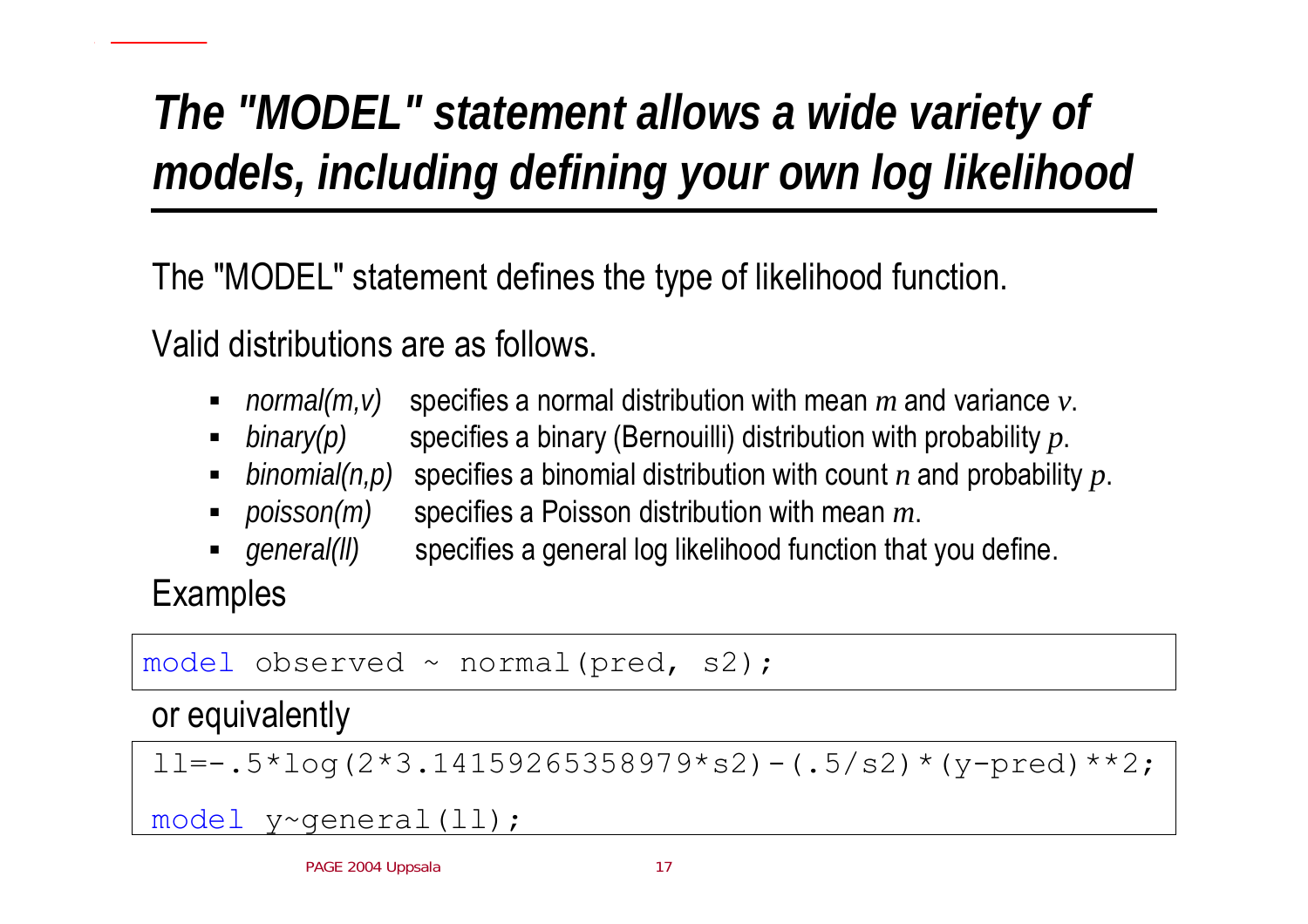# *The "MODEL" statement allows a wide variety of models, including defining your own log likelihood*

The "MODEL" statement defines the type of likelihood function.

Valid distributions are as follows.

- *normal(m,v)* specifies a normal distribution with mean $m$ and variance $v$.
- *binary(p)* specifies a binary (Bernouilli) distribution with probability $p$.
- *binomial(n,p)* specifies a binomial distribution with count $n$ and probability $p$.
- *poisson(m)* specifies a Poisson distribution with mean $m$.
- *general(ll)* specifies a general log likelihood function that you define.

Examples

```
model observed ~ normal(pred, s2);
```

or equivalently

```
ll=-.5*log(2*3.14159265358979*s2)-(.5/s2)*(y-pred)**2;
model y~general(ll);
```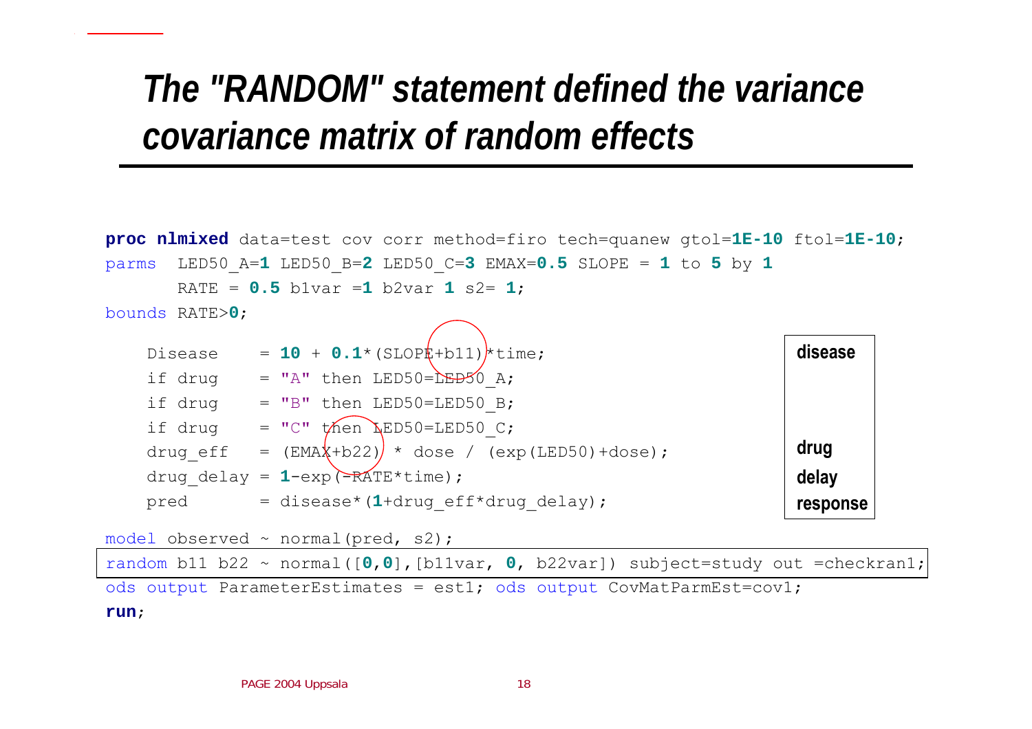# The "RANDOM" statement defined the variance covariance matrix of random effects

```
proc nlmixed data=test cov corr method=firo tech=quanew gtol=1E-10 ftol=1E-10;
parms  LED50_A=1 LED50_B=2 LED50_C=3 EMAX=0.5 SLOPE = 1 to 5 by 1
       RATE = 0.5 b1var =1 b2var 1 s2= 1;
bounds RATE>0;

    Disease    = 10 + 0.1*(SLOPE+b11)*time;
    if drug    = "A" then LED50=LED50_A;
    if drug    = "B" then LED50=LED50_B;
    if drug    = "C" then LED50=LED50_C;
    drug_eff   = (EMAX+b22) * dose / (exp(LED50)+dose);
    drug_delay = 1-exp(-RATE*time);
    pred       = disease*(1+drug_eff*drug_delay);

model observed ~ normal(pred, s2);
random b11 b22 ~ normal([0,0],[b11var, 0, b22var]) subject=study out =checkran1;
ods output ParameterEstimates = est1; ods output CovMatParmEst=cov1;
run;
```

| |
|---|
| disease |
| drug |
| delay |
| response |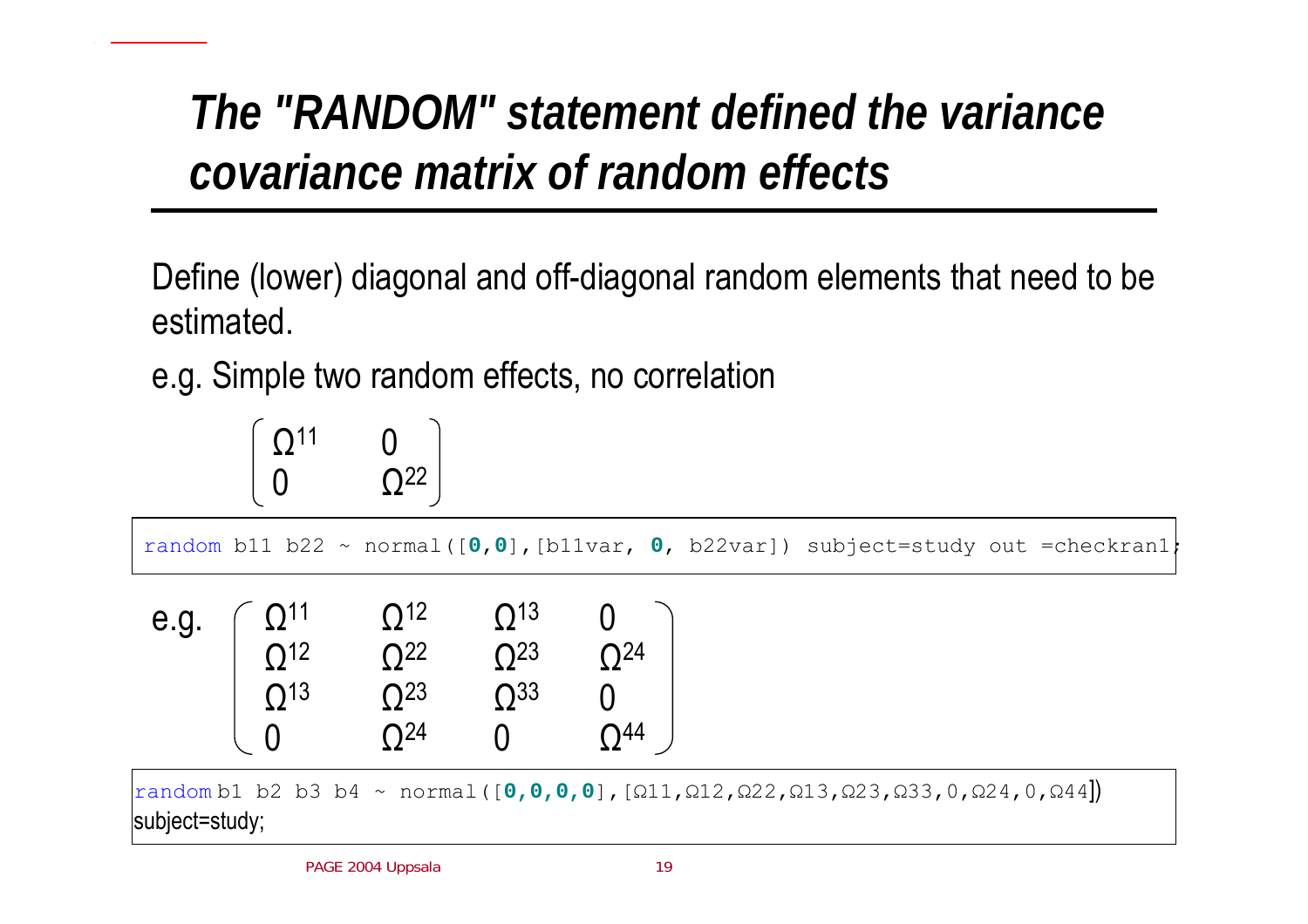# The "RANDOM" statement defined the variance covariance matrix of random effects

Define (lower) diagonal and off-diagonal random elements that need to be estimated.

e.g. Simple two random effects, no correlation

$$
\begin{pmatrix}
\Omega^{11} & 0 \\
0 & \Omega^{22}
\end{pmatrix}
$$

```
random b11 b22 ~ normal([0,0],[b11var, 0, b22var]) subject=study out =checkran1;
```

e.g.

$$
\begin{pmatrix}
\Omega^{11} & \Omega^{12} & \Omega^{13} & 0 \\
\Omega^{12} & \Omega^{22} & \Omega^{23} & \Omega^{24} \\
\Omega^{13} & \Omega^{23} & \Omega^{33} & 0 \\
0 & \Omega^{24} & 0 & \Omega^{44}
\end{pmatrix}
$$

```
random b1 b2 b3 b4 ~ normal([0,0,0,0],[Ω11,Ω12,Ω22,Ω13,Ω23,Ω33,0,Ω24,0,Ω44])
subject=study;
```

PAGE 2004 Uppsala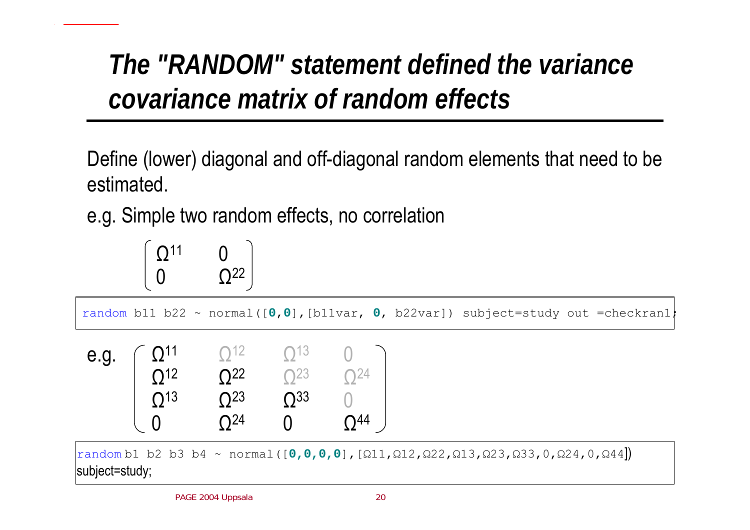# The "RANDOM" statement defined the variance covariance matrix of random effects

Define (lower) diagonal and off-diagonal random elements that need to be estimated.

e.g. Simple two random effects, no correlation

$$\begin{pmatrix} \Omega^{11} & 0 \\ 0 & \Omega^{22} \end{pmatrix}$$

```
random b11 b22 ~ normal([0,0],[b11var, 0, b22var]) subject=study out =checkran1;
```

e.g.

$$\begin{pmatrix} \Omega^{11} & \Omega^{12} & \Omega^{13} & 0 \\ \Omega^{12} & \Omega^{22} & \Omega^{23} & \Omega^{24} \\ \Omega^{13} & \Omega^{23} & \Omega^{33} & 0 \\ 0 & \Omega^{24} & 0 & \Omega^{44} \end{pmatrix}$$

```
random b1 b2 b3 b4 ~ normal([0,0,0,0],[Ω11,Ω12,Ω22,Ω13,Ω23,Ω33,0,Ω24,0,Ω44])
subject=study;
```

PAGE 2004 Uppsala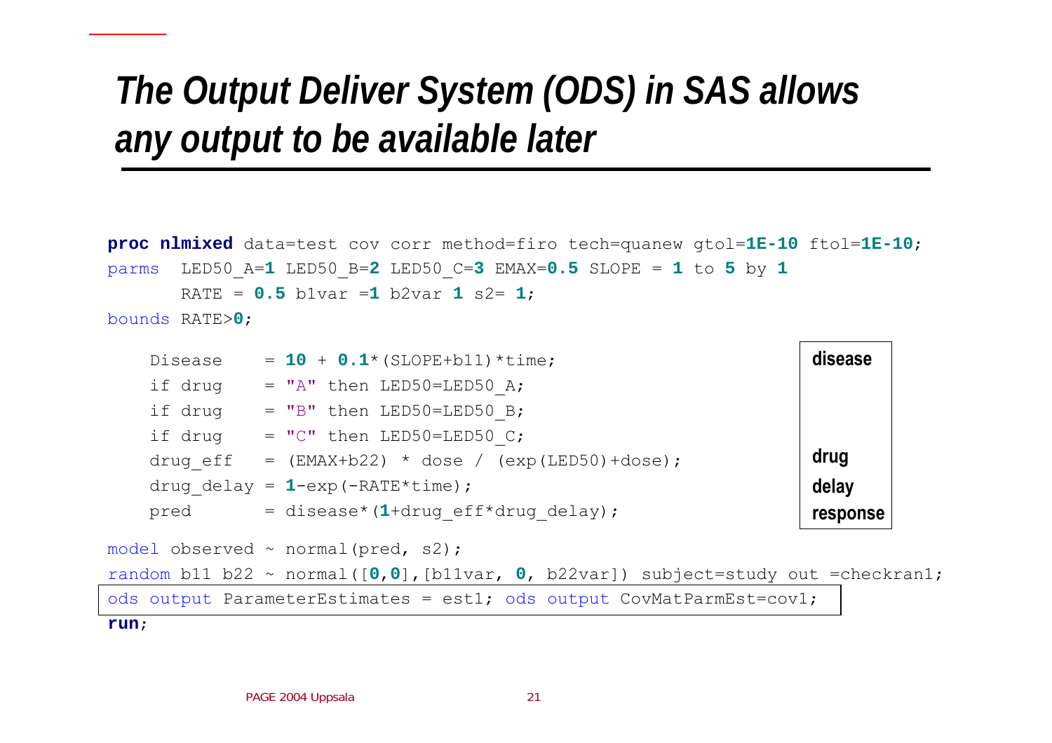# The Output Deliver System (ODS) in SAS allows any output to be available later

```
proc nlmixed data=test cov corr method=firo tech=quanew gtol=1E-10 ftol=1E-10;
parms  LED50_A=1 LED50_B=2 LED50_C=3 EMAX=0.5 SLOPE = 1 to 5 by 1
       RATE = 0.5 b1var =1 b2var 1 s2= 1;
bounds RATE>0;

    Disease     = 10 + 0.1*(SLOPE+b11)*time;
    if drug     = "A" then LED50=LED50_A;
    if drug     = "B" then LED50=LED50_B;
    if drug     = "C" then LED50=LED50_C;
    drug_eff    = (EMAX+b22) * dose / (exp(LED50)+dose);
    drug_delay = 1-exp(-RATE*time);
    pred        = disease*(1+drug_eff*drug_delay);

model observed ~ normal(pred, s2);
random b11 b22 ~ normal([0,0],[b11var, 0, b22var]) subject=study out =checkran1;
ods output ParameterEstimates = est1; ods output CovMatParmEst=cov1;
run;
```

**disease**

**drug**

**delay**

**response**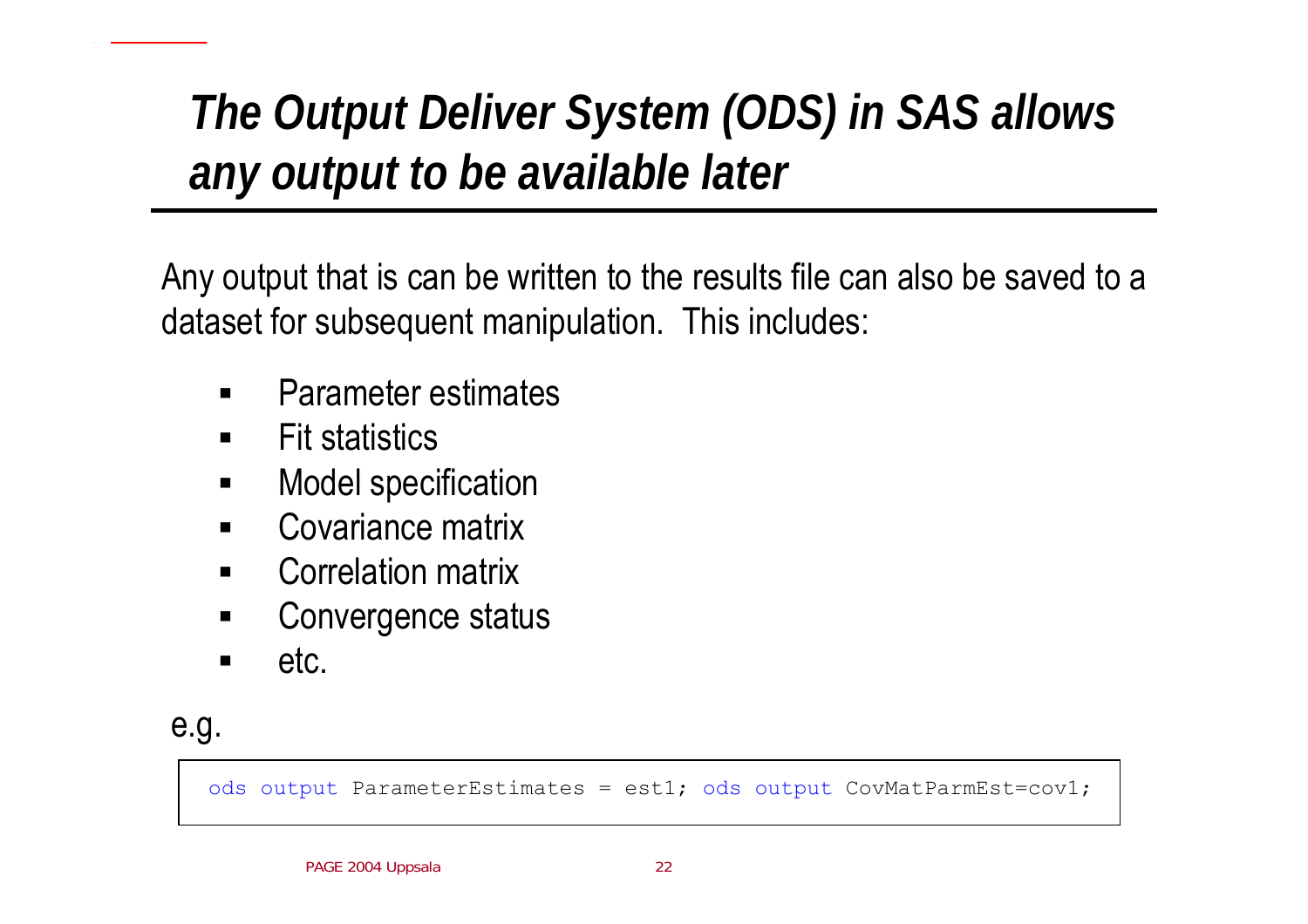# *The Output Deliver System (ODS) in SAS allows any output to be available later*

Any output that is can be written to the results file can also be saved to a dataset for subsequent manipulation. This includes:

- Parameter estimates
- Fit statistics
- Model specification
- Covariance matrix
- Correlation matrix
- Convergence status
- etc.

e.g.

```
ods output ParameterEstimates = est1; ods output CovMatParmEst=cov1;
```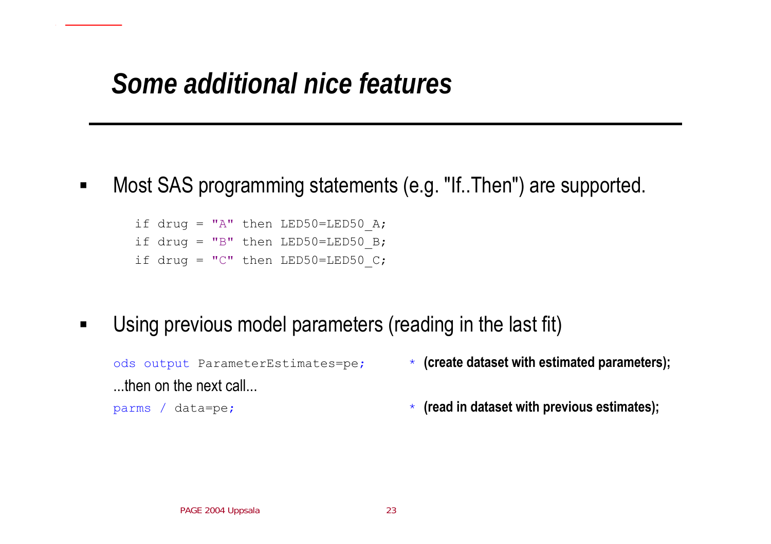# *Some additional nice features*

- Most SAS programming statements (e.g. "If..Then") are supported.

```
if drug = "A" then LED50=LED50_A;
if drug = "B" then LED50=LED50_B;
if drug = "C" then LED50=LED50_C;
```

- Using previous model parameters (reading in the last fit)

```
ods output ParameterEstimates=pe;      * (create dataset with estimated parameters);
```

...then on the next call...

```
parms / data=pe;                       * (read in dataset with previous estimates);
```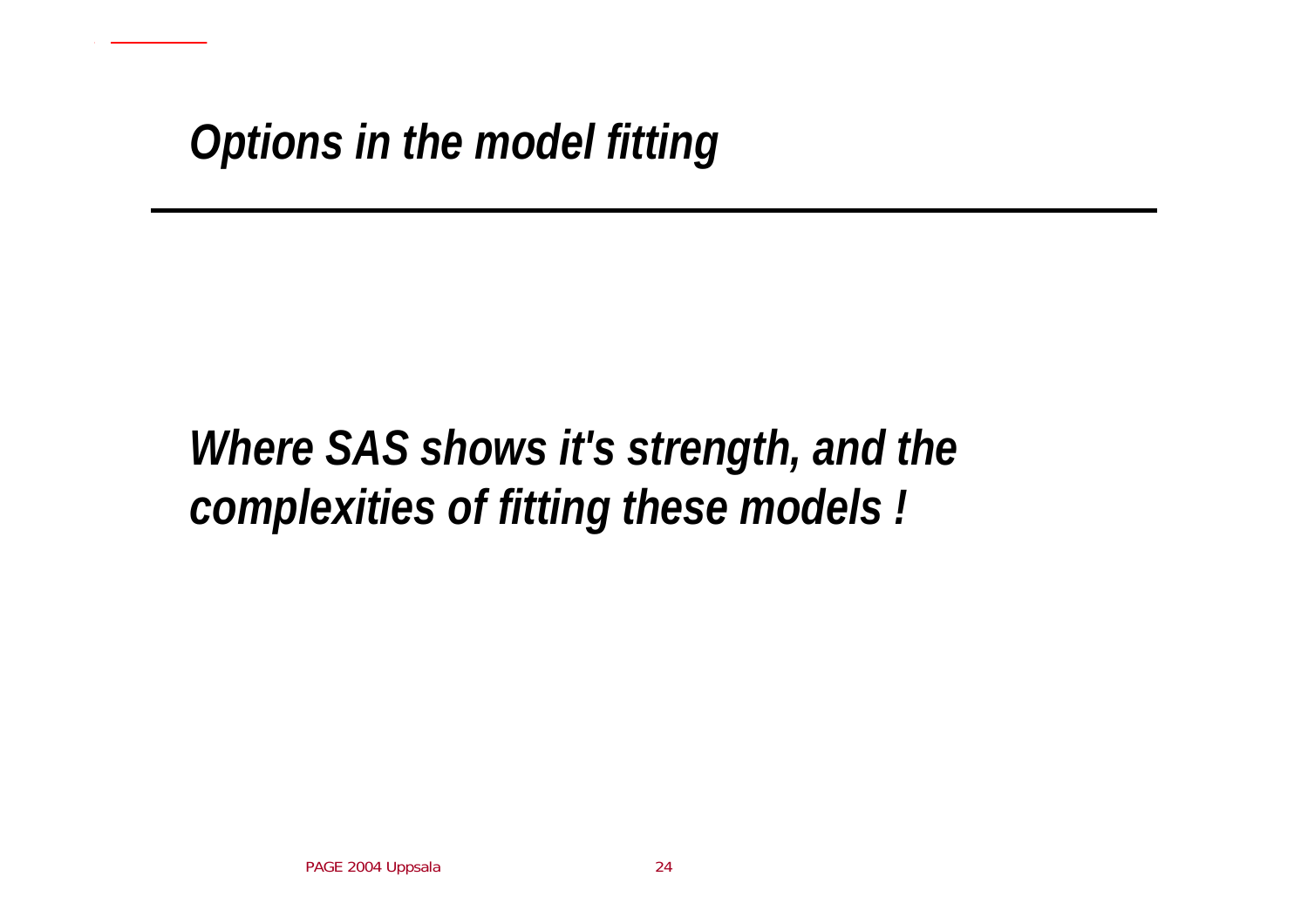# *Options in the model fitting*

***Where SAS shows it's strength, and the complexities of fitting these models !***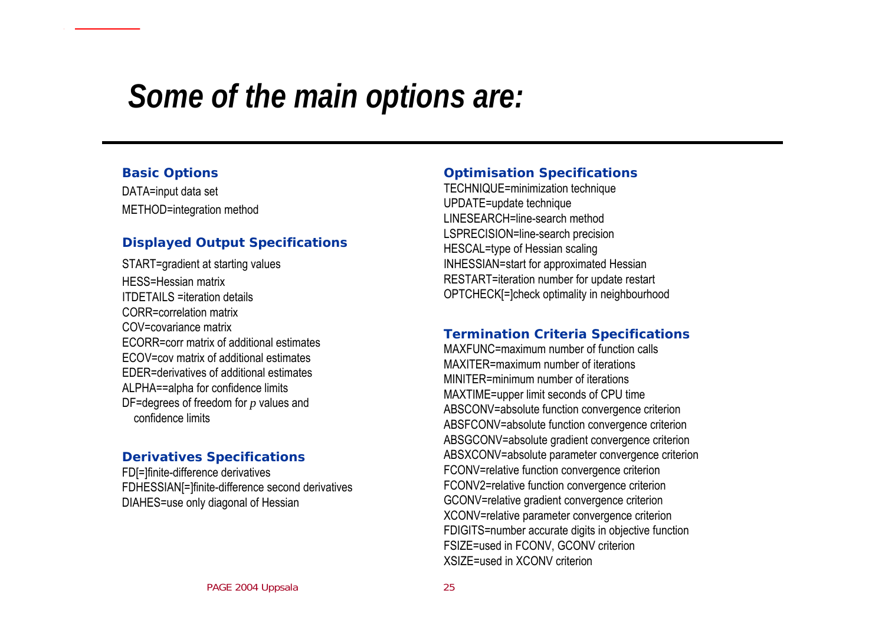# Some of the main options are:

### Basic Options

DATA=input data set

METHOD=integration method

### Displayed Output Specifications

START=gradient at starting values

HESS=Hessian matrix

ITDETAILS =iteration details

CORR=correlation matrix

COV=covariance matrix

ECORR=corr matrix of additional estimates

ECOV=cov matrix of additional estimates

EDER=derivatives of additional estimates

ALPHA==alpha for confidence limits

DF=degrees of freedom for $p$ values and confidence limits

### Derivatives Specifications

FD[=]finite-difference derivatives

FDHESSIAN[=]finite-difference second derivatives

DIAHES=use only diagonal of Hessian

### Optimisation Specifications

TECHNIQUE=minimization technique

UPDATE=update technique

LINESEARCH=line-search method

LSPRECISION=line-search precision

HESCAL=type of Hessian scaling

INHESSIAN=start for approximated Hessian

RESTART=iteration number for update restart

OPTCHECK[=]check optimality in neighbourhood

### Termination Criteria Specifications

MAXFUNC=maximum number of function calls

MAXITER=maximum number of iterations

MINITER=minimum number of iterations

MAXTIME=upper limit seconds of CPU time

ABSCONV=absolute function convergence criterion

ABSFCONV=absolute function convergence criterion

ABSGCONV=absolute gradient convergence criterion

ABSXCONV=absolute parameter convergence criterion

FCONV=relative function convergence criterion

FCONV2=relative function convergence criterion

GCONV=relative gradient convergence criterion

XCONV=relative parameter convergence criterion

FDIGITS=number accurate digits in objective function

FSIZE=used in FCONV, GCONV criterion

XSIZE=used in XCONV criterion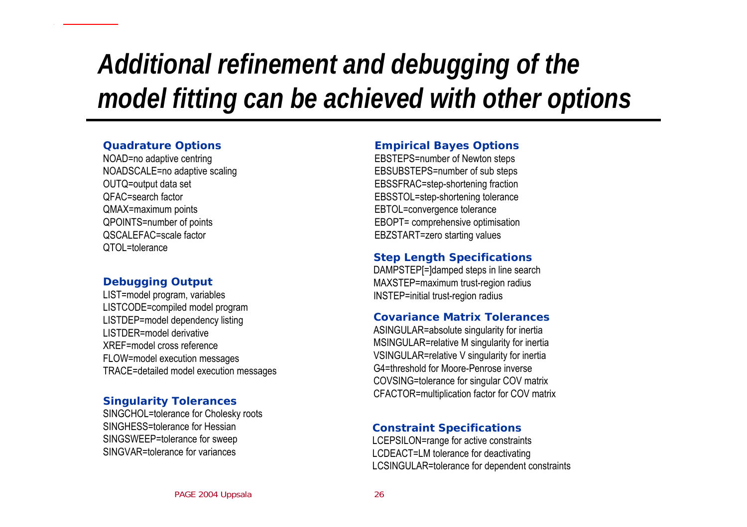# *Additional refinement and debugging of the model fitting can be achieved with other options*

### Quadrature Options

NOAD=no adaptive centring
NOADSCALE=no adaptive scaling
OUTQ=output data set
QFAC=search factor
QMAX=maximum points
QPOINTS=number of points
QSCALEFAC=scale factor
QTOL=tolerance

### Debugging Output

LIST=model program, variables
LISTCODE=compiled model program
LISTDEP=model dependency listing
LISTDER=model derivative
XREF=model cross reference
FLOW=model execution messages
TRACE=detailed model execution messages

### Singularity Tolerances

SINGCHOL=tolerance for Cholesky roots
SINGHESS=tolerance for Hessian
SINGSWEEP=tolerance for sweep
SINGVAR=tolerance for variances

### Empirical Bayes Options

EBSTEPS=number of Newton steps
EBSUBSTEPS=number of sub steps
EBSSFRAC=step-shortening fraction
EBSSTOL=step-shortening tolerance
EBTOL=convergence tolerance
EBOPT= comprehensive optimisation
EBZSTART=zero starting values

### Step Length Specifications

DAMPSTEP[=]damped steps in line search
MAXSTEP=maximum trust-region radius
INSTEP=initial trust-region radius

### Covariance Matrix Tolerances

ASINGULAR=absolute singularity for inertia
MSINGULAR=relative M singularity for inertia
VSINGULAR=relative V singularity for inertia
G4=threshold for Moore-Penrose inverse
COVSING=tolerance for singular COV matrix
CFACTOR=multiplication factor for COV matrix

### Constraint Specifications

LCEPSILON=range for active constraints
LCDEACT=LM tolerance for deactivating
LCSINGULAR=tolerance for dependent constraints

PAGE 2004 Uppsala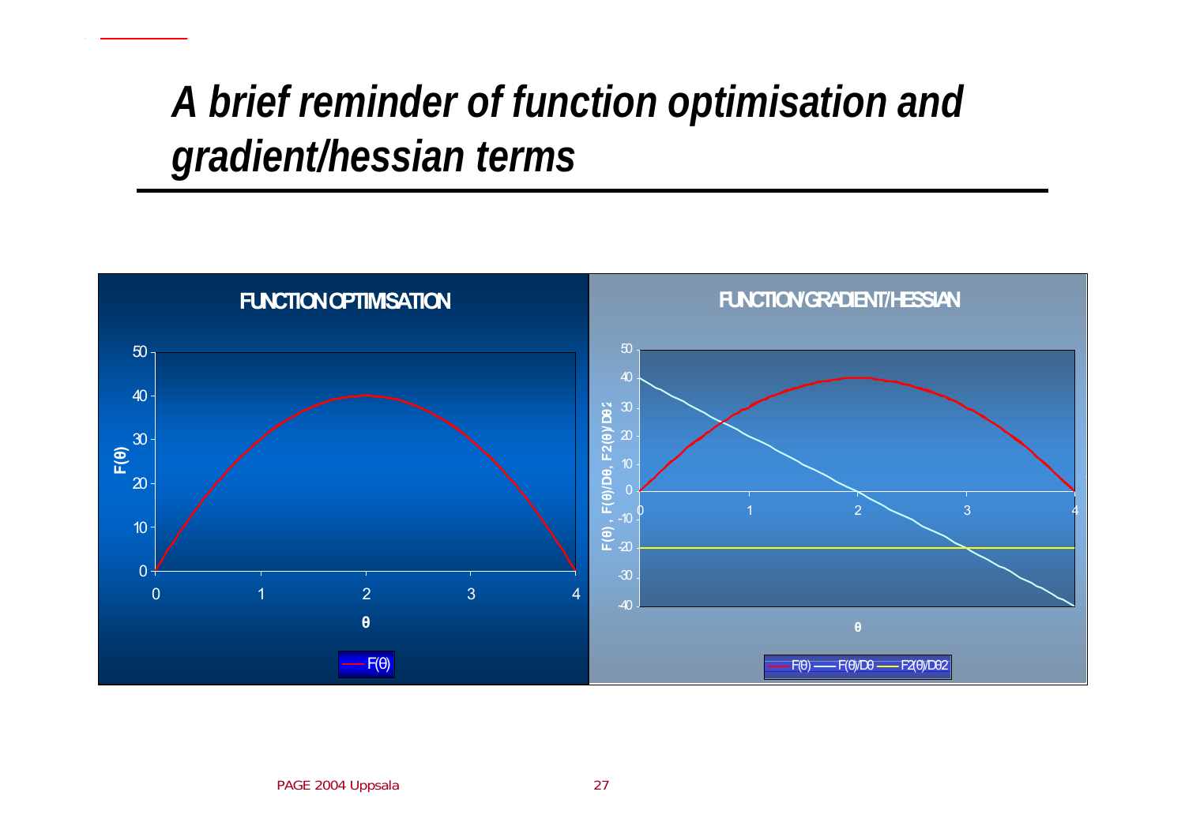# A brief reminder of function optimisation and gradient/hessian terms

**FUNCTION OPTIMISATION**

$F(\theta)$ plotted against $\theta$ (axis 0–4; $F(\theta)$ axis 0–50). Legend: F(θ)

**FUNCTION/GRADIENT/HESSIAN**

$F(\theta)$, $F(\theta)/D\theta$, $F2(\theta)/D\theta2$ plotted against $\theta$ (axis 0–4; vertical axis −40 to 50). Legend: F(θ), F(θ)/Dθ, F2(θ)/Dθ2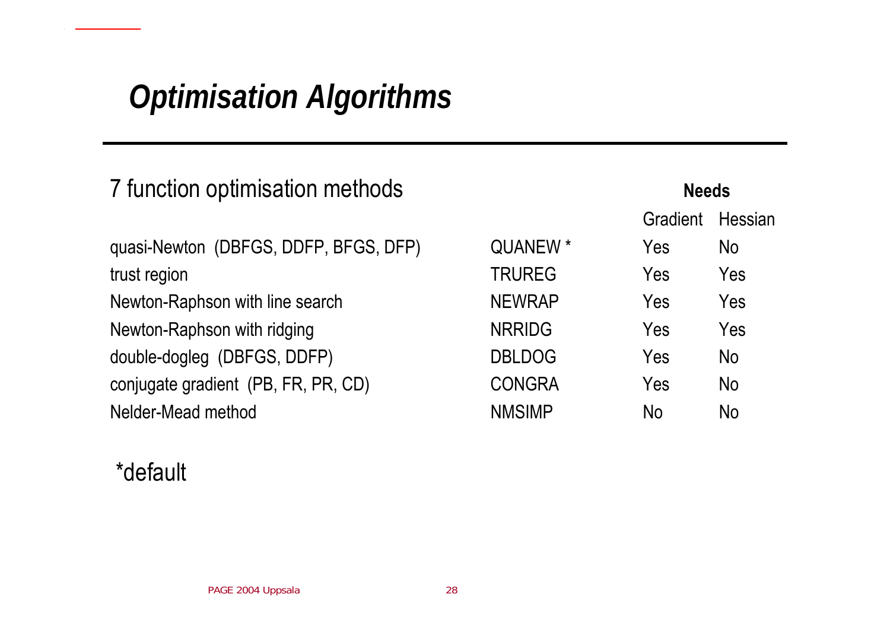# *Optimisation Algorithms*

7 function optimisation methods

| | | Needs | |
|---|---|---|---|
| | | Gradient | Hessian |
| quasi-Newton (DBFGS, DDFP, BFGS, DFP) | QUANEW * | Yes | No |
| trust region | TRUREG | Yes | Yes |
| Newton-Raphson with line search | NEWRAP | Yes | Yes |
| Newton-Raphson with ridging | NRRIDG | Yes | Yes |
| double-dogleg (DBFGS, DDFP) | DBLDOG | Yes | No |
| conjugate gradient (PB, FR, PR, CD) | CONGRA | Yes | No |
| Nelder-Mead method | NMSIMP | No | No |

*default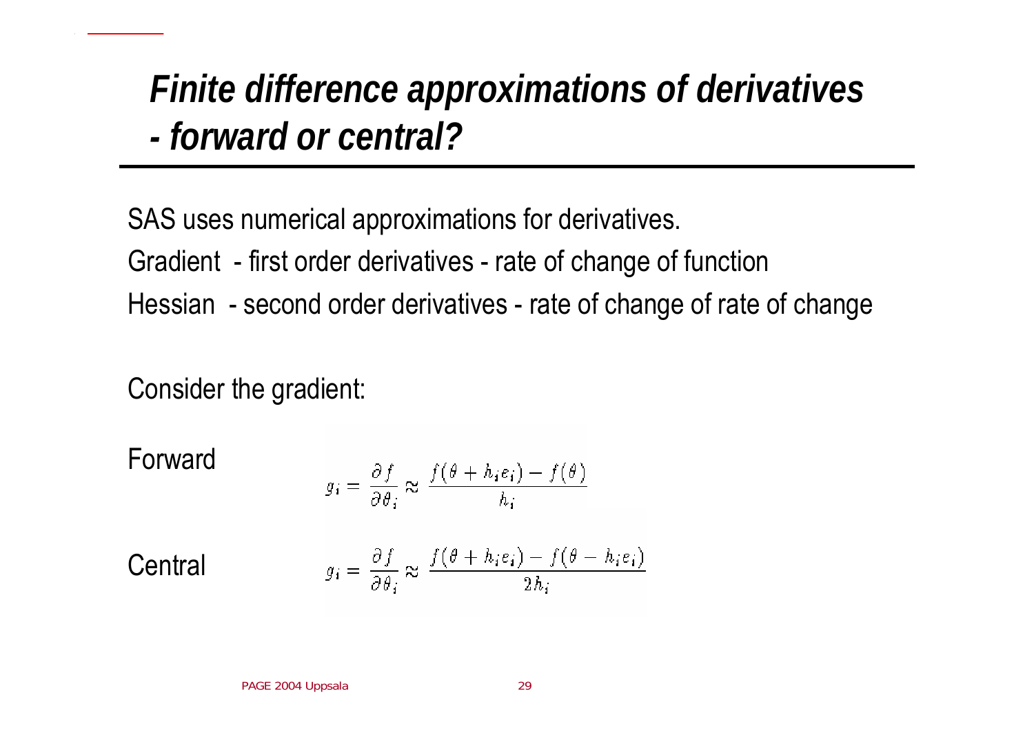# *Finite difference approximations of derivatives - forward or central?*

SAS uses numerical approximations for derivatives.

Gradient - first order derivatives - rate of change of function

Hessian - second order derivatives - rate of change of rate of change

Consider the gradient:

Forward

$$g_i = \frac{\partial f}{\partial \theta_i} \approx \frac{f(\theta + h_i e_i) - f(\theta)}{h_i}$$

Central

$$g_i = \frac{\partial f}{\partial \theta_i} \approx \frac{f(\theta + h_i e_i) - f(\theta - h_i e_i)}{2h_i}$$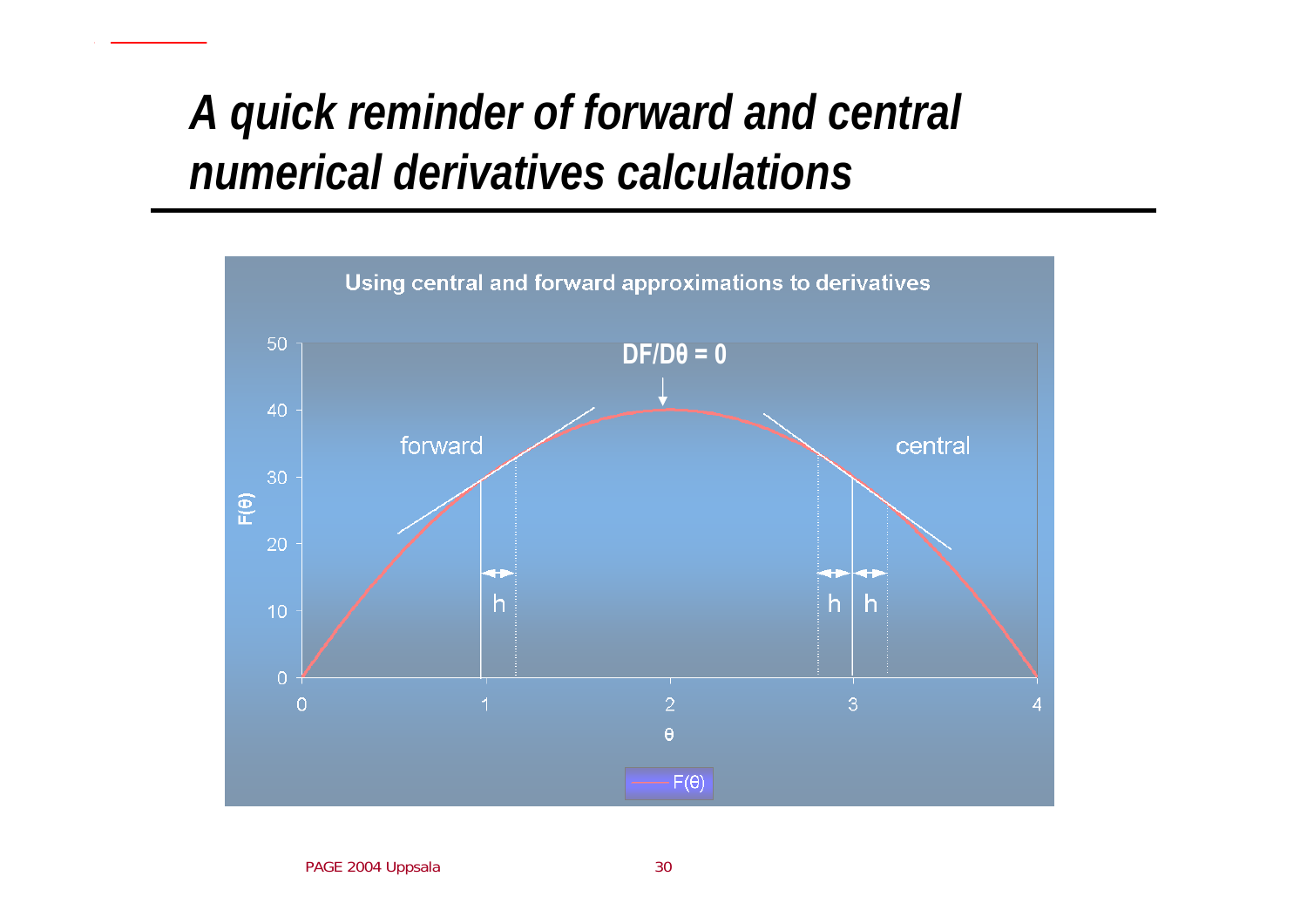# A quick reminder of forward and central numerical derivatives calculations

Using central and forward approximations to derivatives

DF/Dθ = 0

forward

central

h

h h

$F(\theta)$

θ

0 1 2 3 4

0 10 20 30 40 50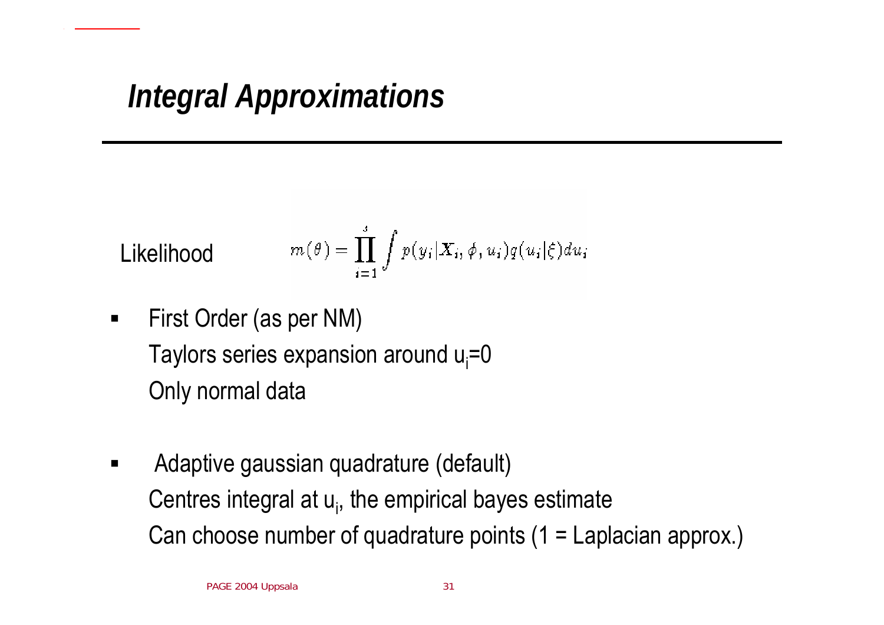# *Integral Approximations*

Likelihood $$m(\theta) = \prod_{i=1}^{J} \int p(y_i | \mathbf{X}_i, \phi, u_i) q(u_i | \xi) du_i$$

- First Order (as per NM)
  Taylors series expansion around $u_i$=0
  Only normal data

- Adaptive gaussian quadrature (default)
  Centres integral at $u_i$, the empirical bayes estimate
  Can choose number of quadrature points (1 = Laplacian approx.)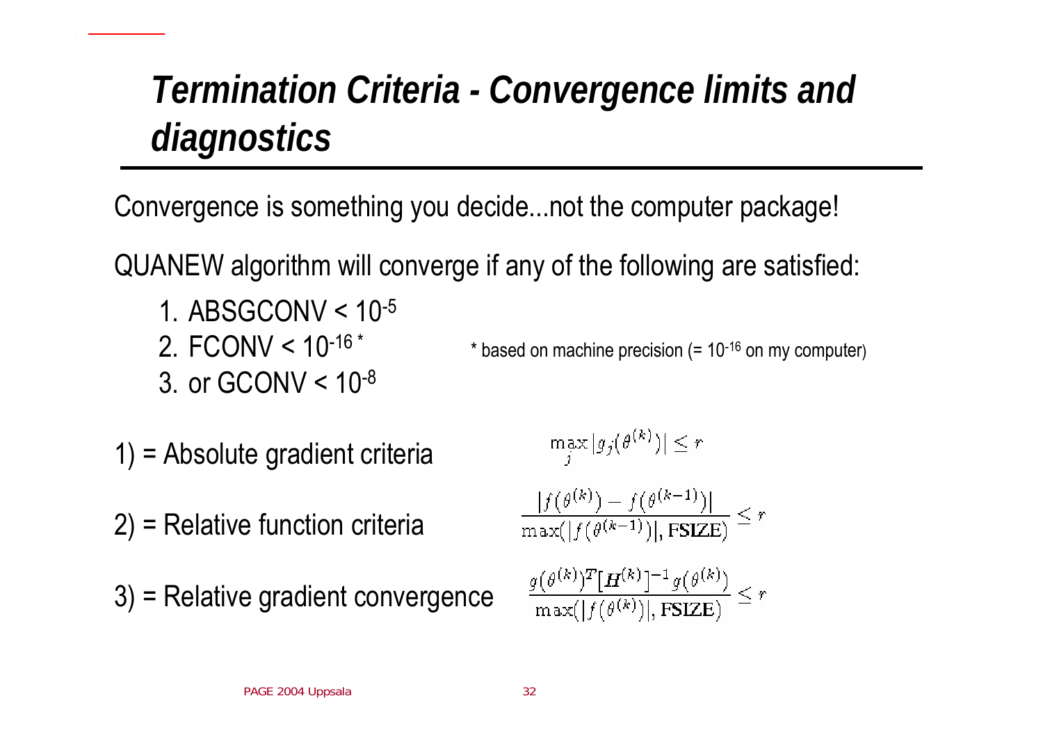# *Termination Criteria - Convergence limits and diagnostics*

Convergence is something you decide...not the computer package!

QUANEW algorithm will converge if any of the following are satisfied:

1. ABSGCONV < $10^{-5}$
2. FCONV < $10^{-16}$ *
3. or GCONV < $10^{-8}$

\* based on machine precision (= $10^{-16}$ on my computer)

1) = Absolute gradient criteria

$$\max_j |g_j(\theta^{(k)})| \leq r$$

2) = Relative function criteria

$$\frac{|f(\theta^{(k)}) - f(\theta^{(k-1)})|}{\max(|f(\theta^{(k-1)})|, \mathbf{FSIZE})} \leq r$$

3) = Relative gradient convergence

$$\frac{g(\theta^{(k)})^T [\boldsymbol{H}^{(k)}]^{-1} g(\theta^{(k)})}{\max(|f(\theta^{(k)})|, \mathbf{FSIZE})} \leq r$$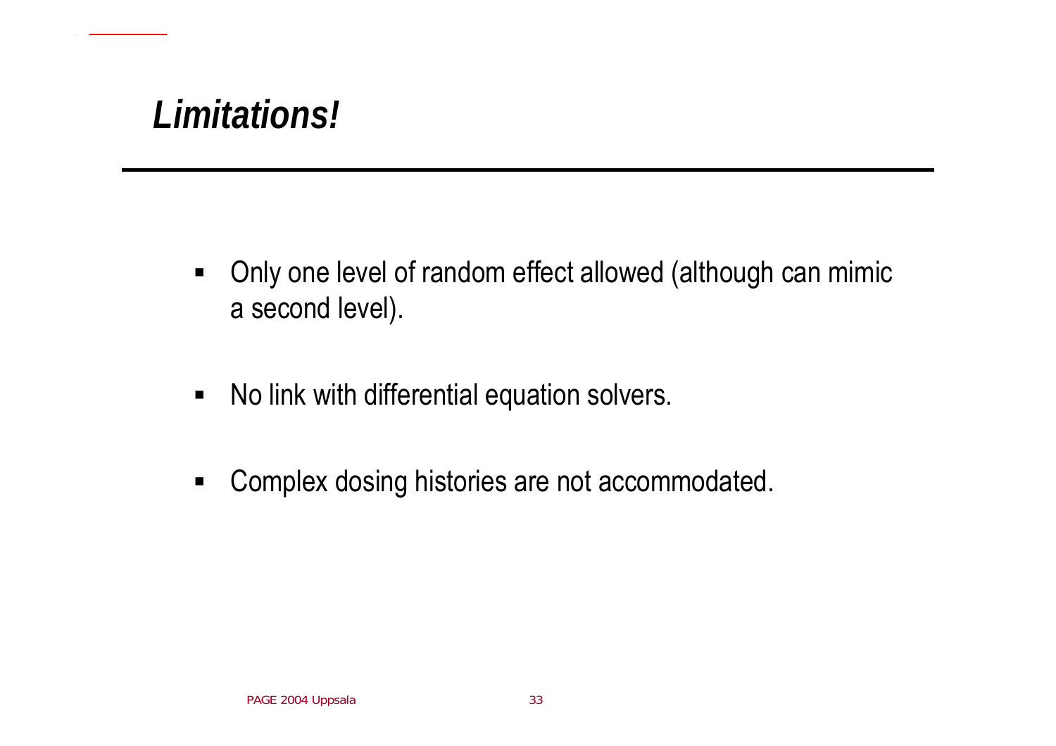# *Limitations!*

- Only one level of random effect allowed (although can mimic a second level).
- No link with differential equation solvers.
- Complex dosing histories are not accommodated.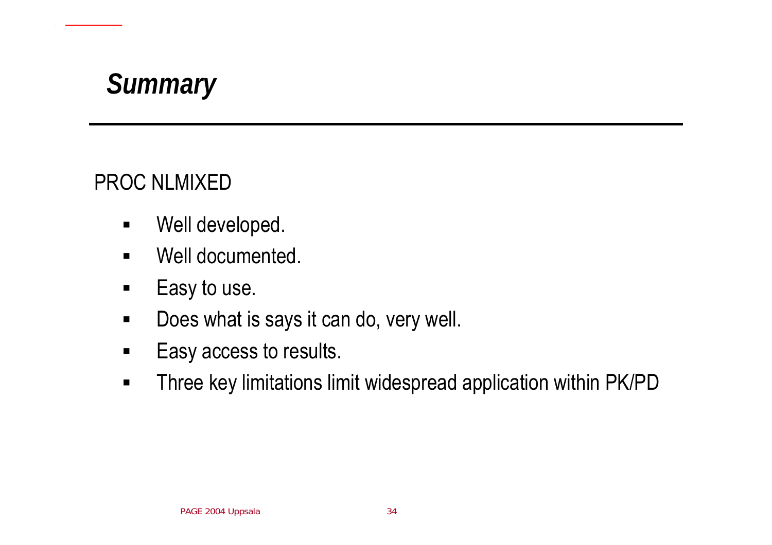# *Summary*

PROC NLMIXED

- Well developed.
- Well documented.
- Easy to use.
- Does what is says it can do, very well.
- Easy access to results.
- Three key limitations limit widespread application within PK/PD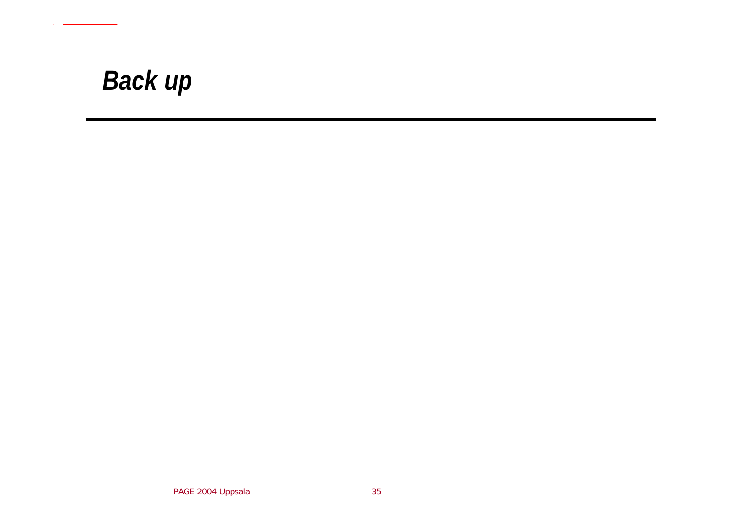# Back up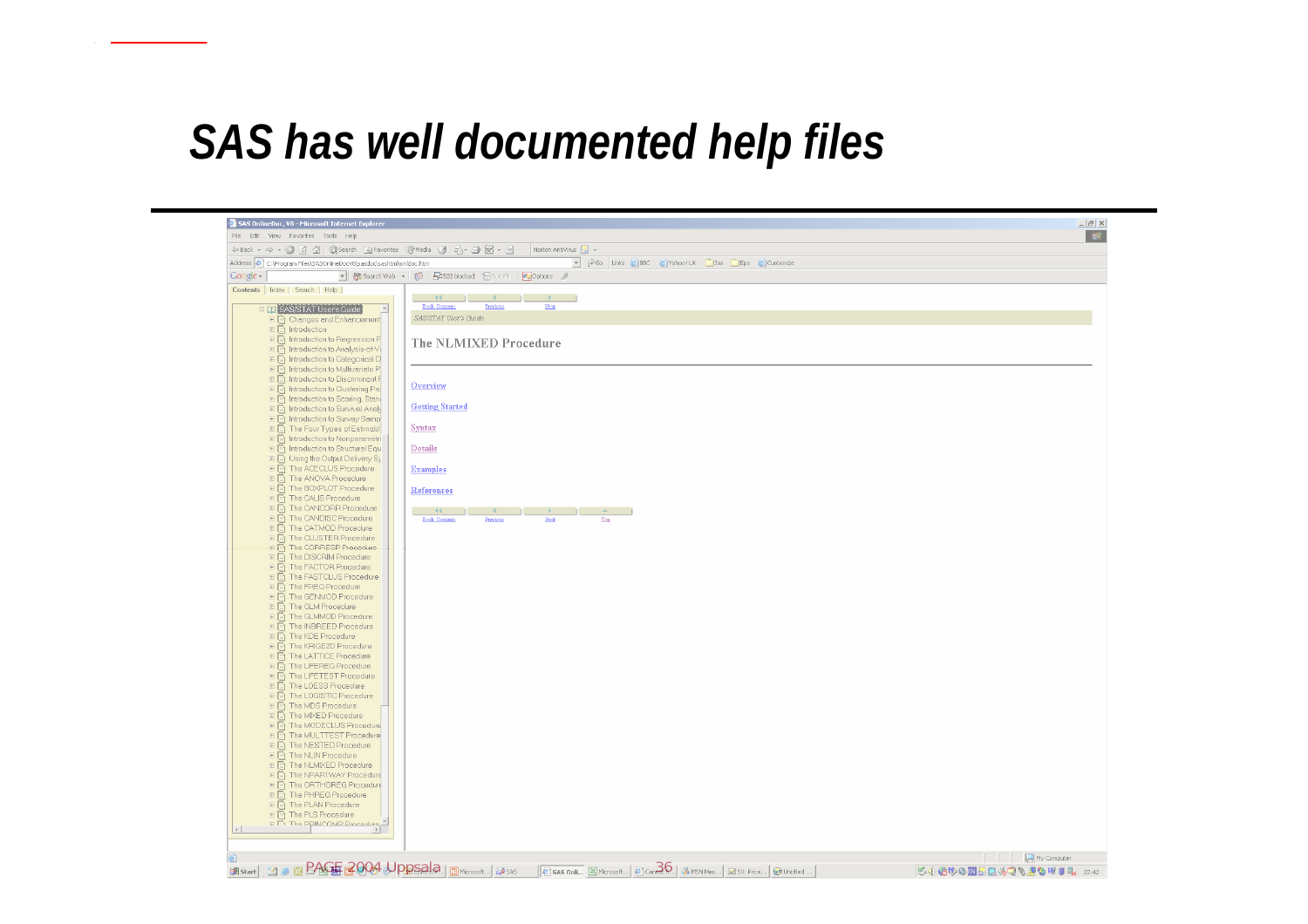# SAS has well documented help files

SAS OnlineDoc, V8 - Microsoft Internet Explorer

Contents | Index | Search | Help

- SAS/STAT User's Guide
  - Changes and Enhancements
  - Introduction
  - Introduction to Regression P
  - Introduction to Analysis-of-V
  - Introduction to Categorical D
  - Introduction to Multivariate P
  - Introduction to Discriminant P
  - Introduction to Clustering Pro
  - Introduction to Scoring, Stan
  - Introduction to Survival Analy
  - Introduction to Survey Samp
  - The Four Types of Estimabl
  - Introduction to Nonparametr
  - Introduction to Structural Equ
  - Using the Output Delivery Sy
  - The ACECLUS Procedure
  - The ANOVA Procedure
  - The BOXPLOT Procedure
  - The CALIS Procedure
  - The CANCORR Procedure
  - The CANDISC Procedure
  - The CATMOD Procedure
  - The CLUSTER Procedure
  - The CORRESP Procedure
  - The DISCRIM Procedure
  - The FACTOR Procedure
  - The FASTCLUS Procedure
  - The FREQ Procedure
  - The GENMOD Procedure
  - The GLM Procedure
  - The GLMMOD Procedure
  - The INBREED Procedure
  - The KDE Procedure
  - The KRIGE2D Procedure
  - The LATTICE Procedure
  - The LIFEREG Procedure
  - The LIFETEST Procedure
  - The LOESS Procedure
  - The LOGISTIC Procedure
  - The MDS Procedure
  - The MIXED Procedure
  - The MODECLUS Procedure
  - The MULTTEST Procedure
  - The NESTED Procedure
  - The NLIN Procedure
  - The NLMIXED Procedure
  - The NPAR1WAY Procedure
  - The ORTHOREG Procedure
  - The PHREG Procedure
  - The PLAN Procedure
  - The PLS Procedure
  - The PRINCOMP Procedure

Book Contents | Previous | Next

SAS/STAT User's Guide

## The NLMIXED Procedure

- Overview
- Getting Started
- Syntax
- Details
- Examples
- References

Book Contents | Previous | Next | Top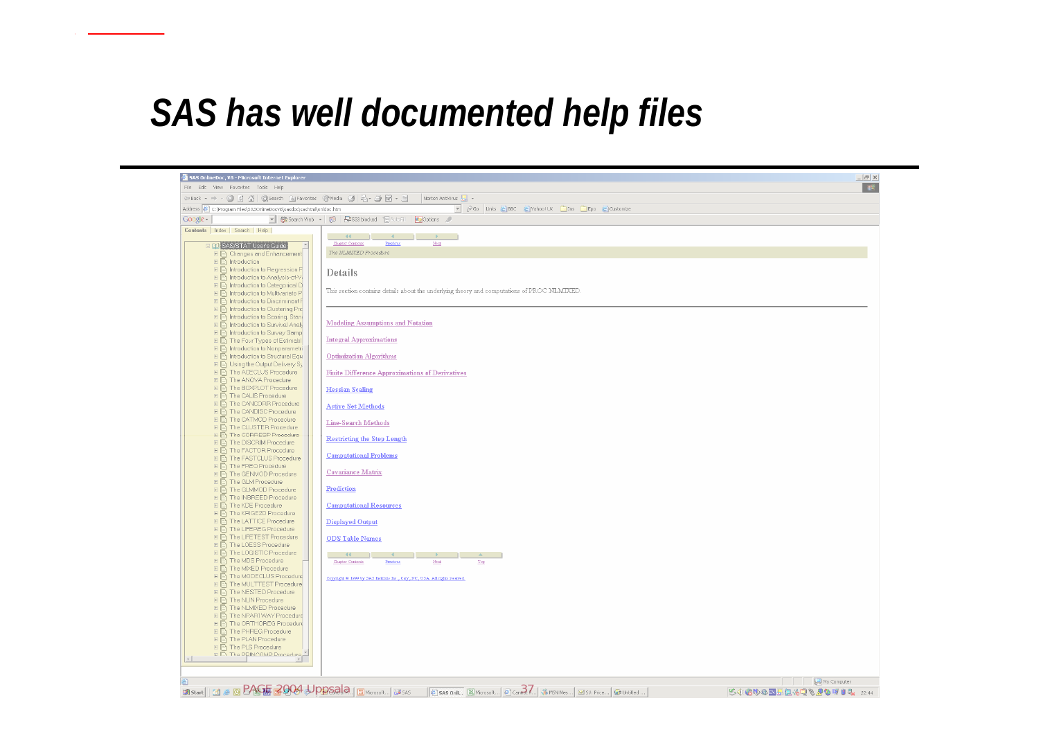# *SAS has well documented help files*

The NLMIXED Procedure

## Details

This section contains details about the underlying theory and computations of PROC NLMIXED.

- Modeling Assumptions and Notation
- Integral Approximations
- Optimization Algorithms
- Finite Difference Approximations of Derivatives
- Hessian Scaling
- Active Set Methods
- Line-Search Methods
- Restricting the Step Length
- Computational Problems
- Covariance Matrix
- Prediction
- Computational Resources
- Displayed Output
- ODS Table Names

Copyright © 1999 by SAS Institute Inc., Cary, NC, USA. All rights reserved.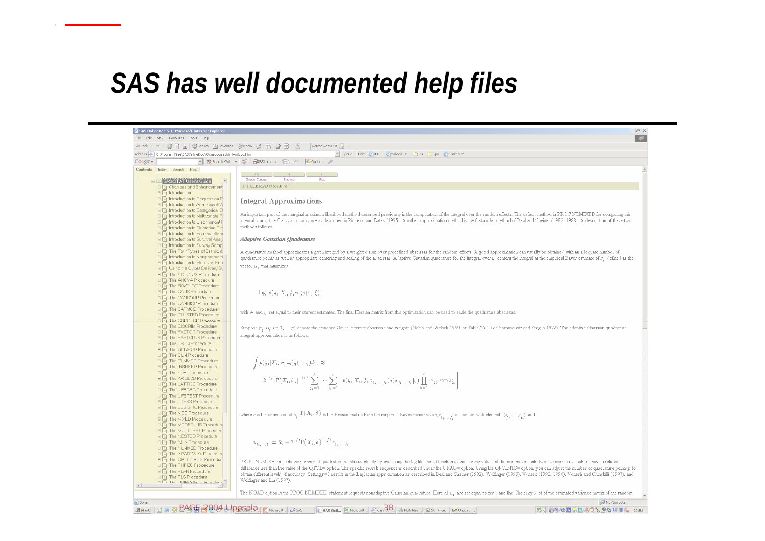# SAS has well documented help files

## Integral Approximations

An important part of the marginal maximum likelihood method described previously is the computation of the integral over the random effects. The default method in PROC NLMIXED for computing this integral is adaptive Gaussian quadrature as described in Pinheiro and Bates (1995). Another approximation method is the first-order method of Beal and Sheiner (1982, 1988). A description of these two methods follows.

### *Adaptive Gaussian Quadrature*

A quadrature method approximates a given integral by a weighted sum over predefined abscissas for the random effects. A good approximation can usually be obtained with an adequate number of quadrature points as well as appropriate centering and scaling of the abscissas. Adaptive Gaussian quadrature for the integral over $u_i$ centers the integral at the empirical Bayes estimate of $u_i$, defined as the vector $\hat{u}_i$ that minimizes

$$-\log[p(y_i|X_i, \phi, u_i)q(u_i|\xi)]$$

with $\phi$ and $\xi$ set equal to their current estimates. The final Hessian matrix from this optimization can be used to scale the quadrature abscissas.

Suppose $(z_j, w_j; j = 1, \ldots, p)$ denote the standard Gauss-Hermite abscissas and weights (Golub and Welsch 1969, or Table 25.10 of Abramowitz and Stegun 1972). The adaptive Gaussian quadrature integral approximation is as follows.

$$\int p(y_i|X_i, \phi, u_i)q(u_i|\xi)du_i \approx$$

$$2^{r/2}|\Gamma(X_i, \theta)|^{-1/2} \sum_{j_1=1}^{p} \cdots \sum_{j_r=1}^{p} \left[ p(y_i|X_i, \phi, a_{j_1,\ldots,j_r})q(a_{j_1,\ldots,j_r}|\xi) \prod_{k=1}^{r} w_{j_k} \exp z_{j_k}^2 \right]$$

where $r$ is the dimension of $u_i$, $\Gamma(X_i, \theta)$ is the Hessian matrix from the empirical Bayes minimization, $z_{j_1,\ldots,j_r}$ is a vector with elements $(z_{j_1}, \ldots, z_{j_r})$, and

$$a_{j_1,\ldots,j_r} = \hat{u}_i + 2^{1/2}\Gamma(X_i, \theta)^{-1/2} z_{j_1,\ldots,j_r}$$

PROC NLMIXED selects the number of quadrature points adaptively by evaluating the log likelihood function at the starting values of the parameters until two successive evaluations have a relative difference less than the value of the QTOL= option. The specific search sequence is described under the QFAC= option. Using the QPOINTS= option, you can adjust the number of quadrature points $p$ to obtain different levels of accuracy. Setting $p$=1 results in the Laplacian approximation as described in Beal and Sheiner (1992), Wolfinger (1993), Vonesh (1992, 1996), Vonesh and Chinchilli (1997), and Wolfinger and Lin (1997).

The NOAD option in the PROC NLMIXED statement requests nonadaptive Gaussian quadrature. Here all $\hat{u}_i$ are set equal to zero, and the Cholesky root of the estimated variance matrix of the random

PAGE 2004 Uppsala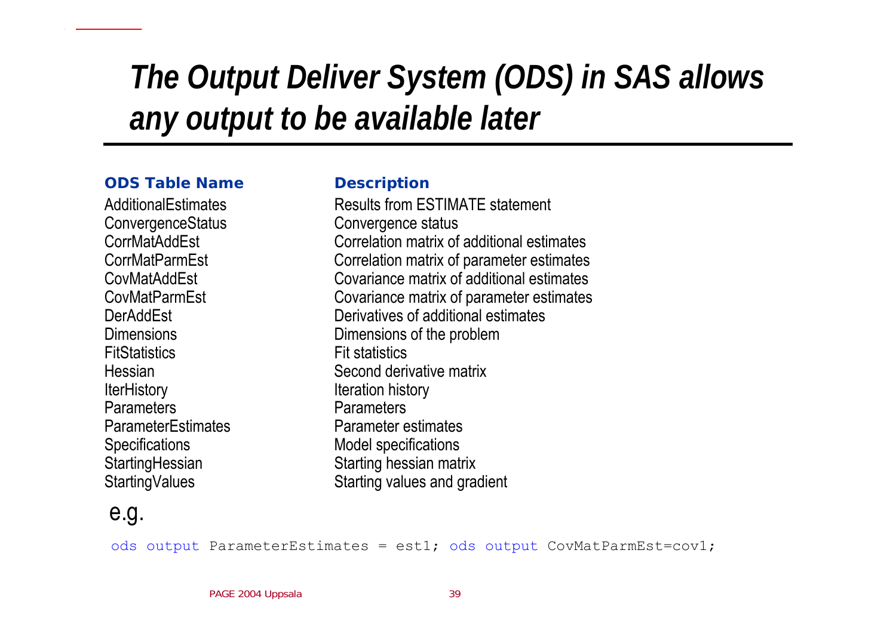# *The Output Deliver System (ODS) in SAS allows any output to be available later*

| ODS Table Name | Description |
|---|---|
| AdditionalEstimates | Results from ESTIMATE statement |
| ConvergenceStatus | Convergence status |
| CorrMatAddEst | Correlation matrix of additional estimates |
| CorrMatParmEst | Correlation matrix of parameter estimates |
| CovMatAddEst | Covariance matrix of additional estimates |
| CovMatParmEst | Covariance matrix of parameter estimates |
| DerAddEst | Derivatives of additional estimates |
| Dimensions | Dimensions of the problem |
| FitStatistics | Fit statistics |
| Hessian | Second derivative matrix |
| IterHistory | Iteration history |
| Parameters | Parameters |
| ParameterEstimates | Parameter estimates |
| Specifications | Model specifications |
| StartingHessian | Starting hessian matrix |
| StartingValues | Starting values and gradient |

e.g.

```
ods output ParameterEstimates = est1; ods output CovMatParmEst=cov1;
```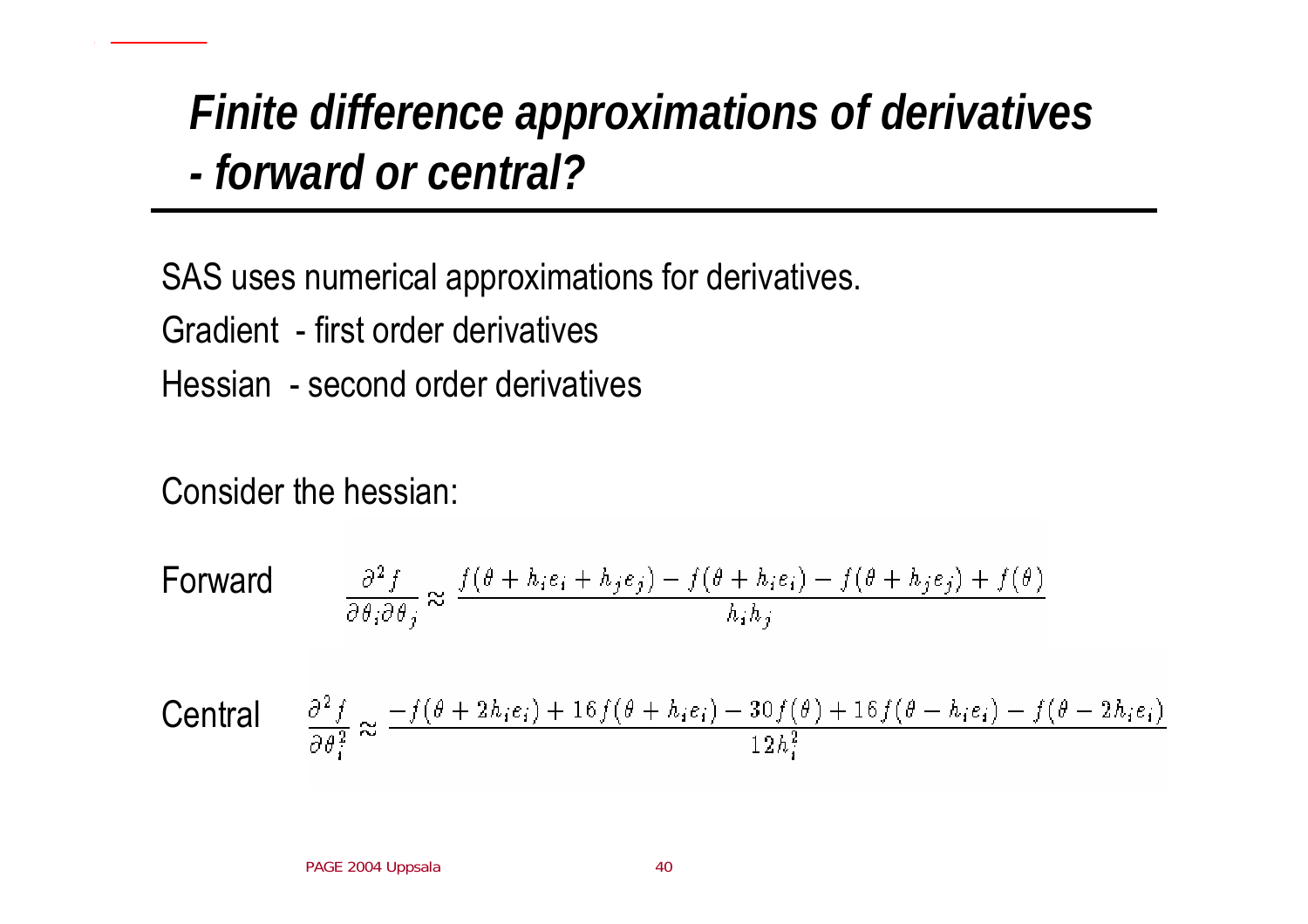# *Finite difference approximations of derivatives - forward or central?*

SAS uses numerical approximations for derivatives.

Gradient - first order derivatives

Hessian - second order derivatives

Consider the hessian:

Forward

$$\frac{\partial^2 f}{\partial \theta_i \partial \theta_j} \approx \frac{f(\theta + h_i e_i + h_j e_j) - f(\theta + h_i e_i) - f(\theta + h_j e_j) + f(\theta)}{h_i h_j}$$

Central

$$\frac{\partial^2 f}{\partial \theta_i^2} \approx \frac{-f(\theta + 2h_i e_i) + 16 f(\theta + h_i e_i) - 30 f(\theta) + 16 f(\theta - h_i e_i) - f(\theta - 2h_i e_i)}{12 h_i^2}$$

PAGE 2004 Uppsala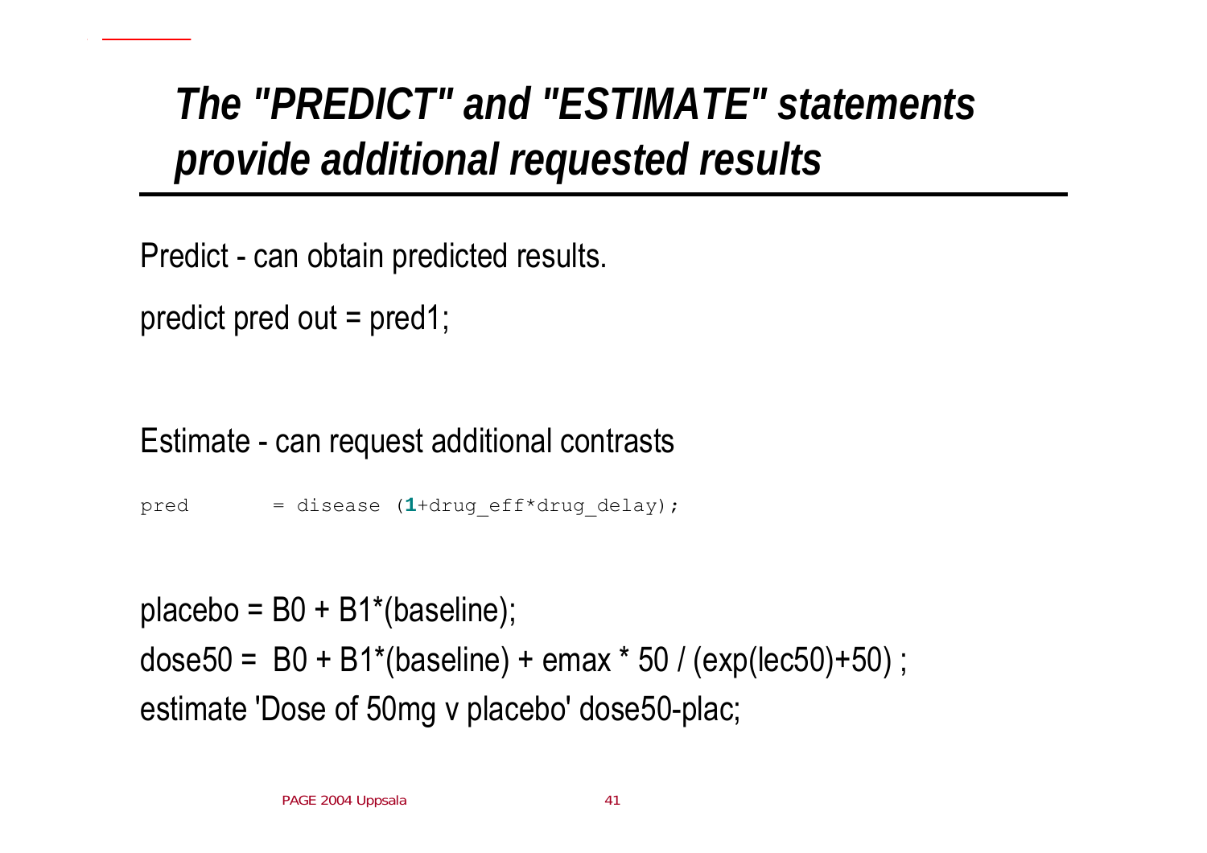# *The "PREDICT" and "ESTIMATE" statements provide additional requested results*

Predict - can obtain predicted results.

```
predict pred out = pred1;
```

Estimate - can request additional contrasts

```
pred        = disease (1+drug_eff*drug_delay);
```

```
placebo = B0 + B1*(baseline);
dose50 =  B0 + B1*(baseline) + emax * 50 / (exp(lec50)+50) ;
estimate 'Dose of 50mg v placebo' dose50-plac;
```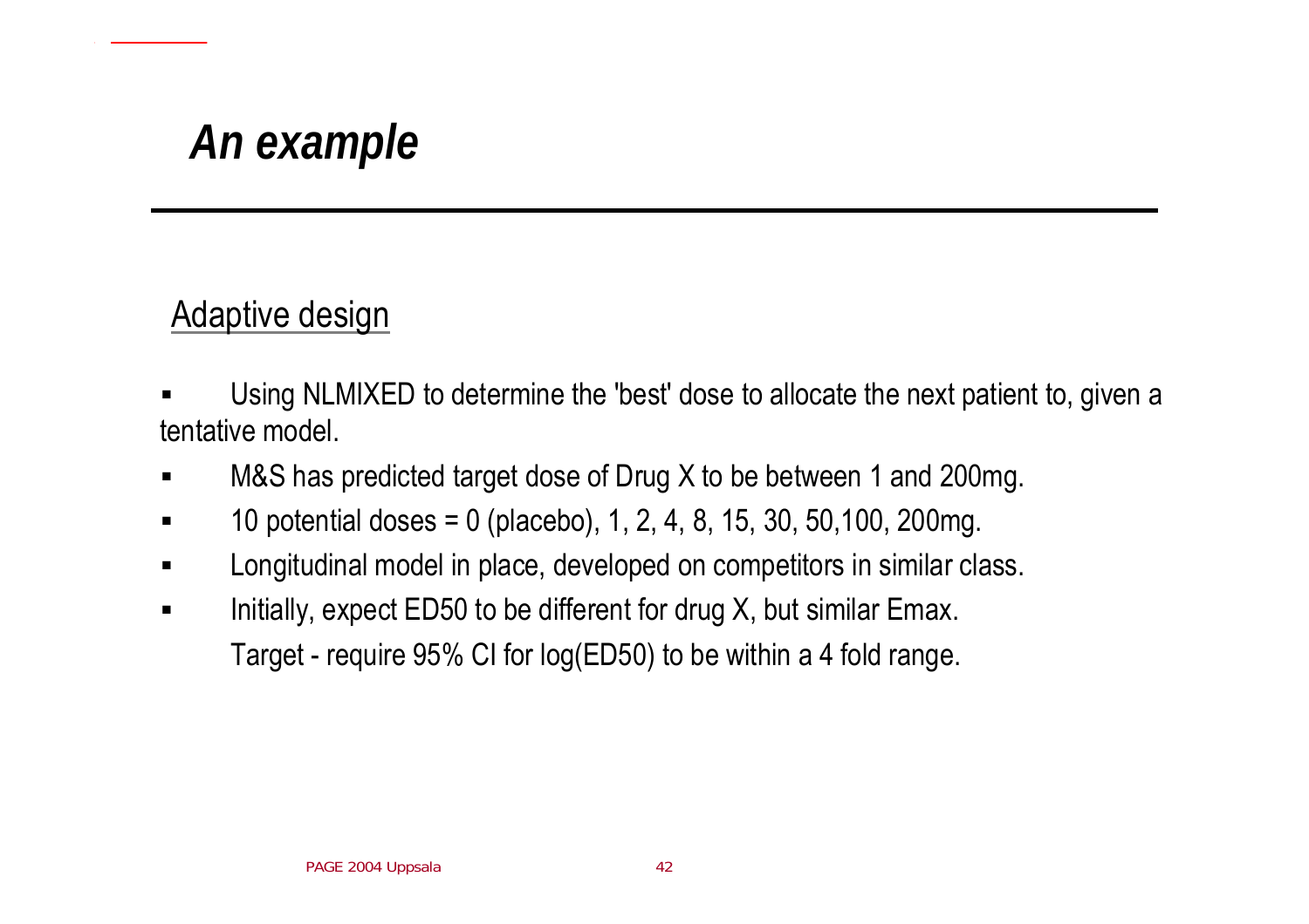# *An example*

## Adaptive design

- Using NLMIXED to determine the 'best' dose to allocate the next patient to, given a tentative model.
- M&S has predicted target dose of Drug X to be between 1 and 200mg.
- 10 potential doses = 0 (placebo), 1, 2, 4, 8, 15, 30, 50,100, 200mg.
- Longitudinal model in place, developed on competitors in similar class.
- Initially, expect ED50 to be different for drug X, but similar Emax.

  Target - require 95% CI for log(ED50) to be within a 4 fold range.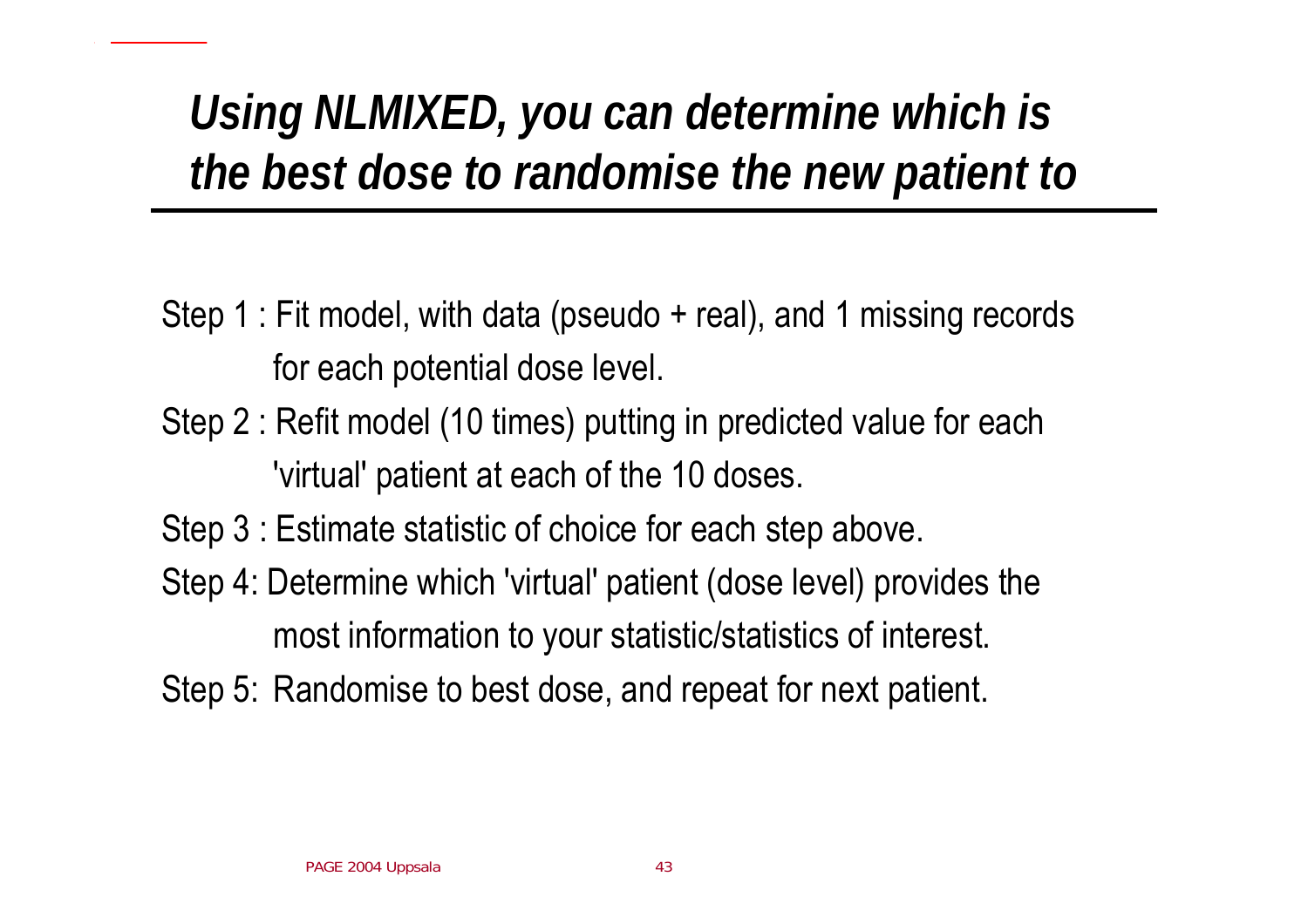# *Using NLMIXED, you can determine which is the best dose to randomise the new patient to*

Step 1 : Fit model, with data (pseudo + real), and 1 missing records for each potential dose level.

Step 2 : Refit model (10 times) putting in predicted value for each 'virtual' patient at each of the 10 doses.

Step 3 : Estimate statistic of choice for each step above.

Step 4: Determine which 'virtual' patient (dose level) provides the most information to your statistic/statistics of interest.

Step 5: Randomise to best dose, and repeat for next patient.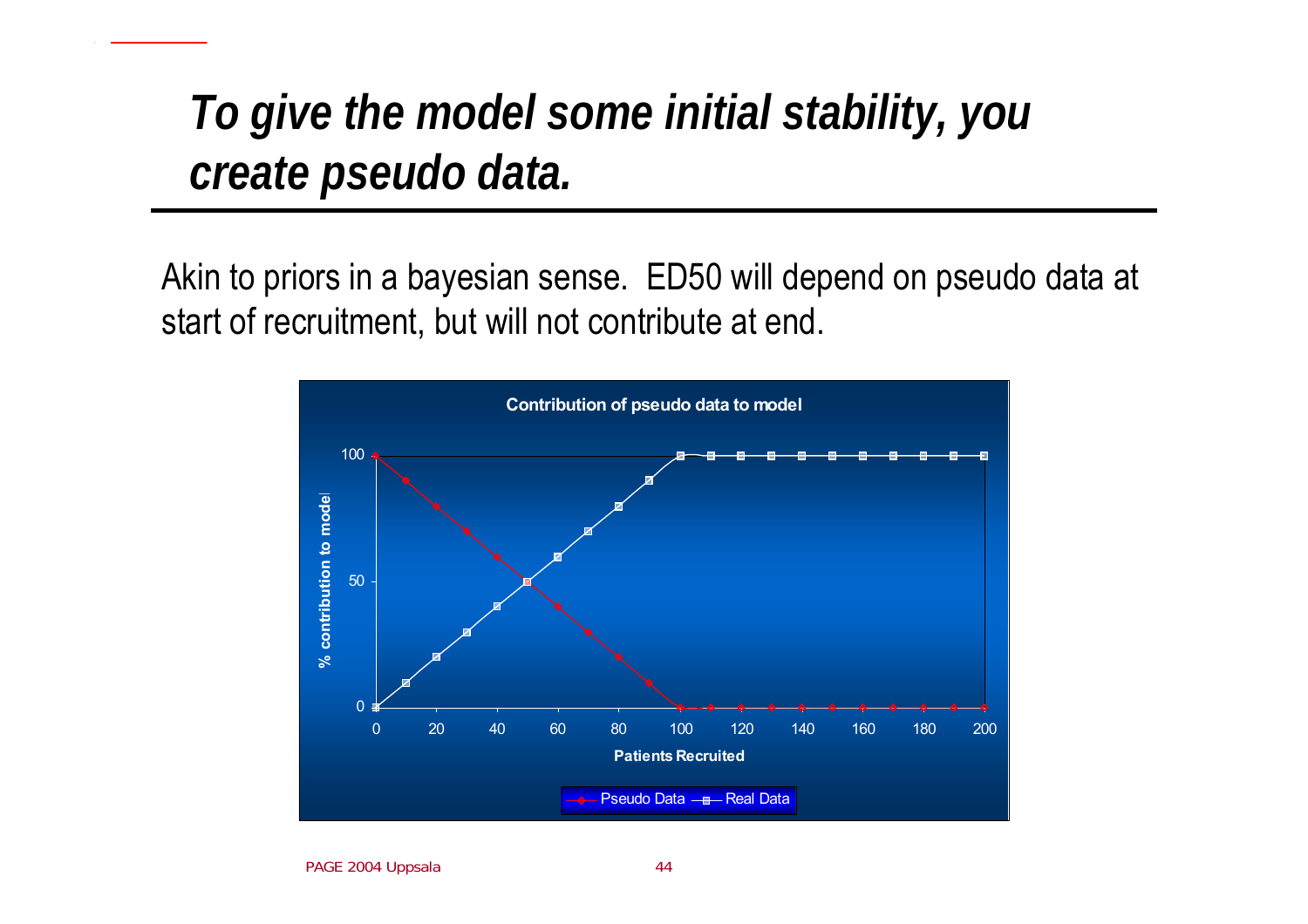# To give the model some initial stability, you create pseudo data.

Akin to priors in a bayesian sense. ED50 will depend on pseudo data at start of recruitment, but will not contribute at end.

**Contribution of pseudo data to model**

| Patients Recruited | Pseudo Data (% contribution to model) | Real Data (% contribution to model) |
|---|---|---|
| 0 | 100 | 0 |
| 10 | 90 | 10 |
| 20 | 80 | 20 |
| 30 | 70 | 30 |
| 40 | 60 | 40 |
| 50 | 50 | 50 |
| 60 | 40 | 60 |
| 70 | 30 | 70 |
| 80 | 20 | 80 |
| 90 | 10 | 90 |
| 100 | 0 | 100 |
| 110 | 0 | 100 |
| 120 | 0 | 100 |
| 130 | 0 | 100 |
| 140 | 0 | 100 |
| 150 | 0 | 100 |
| 160 | 0 | 100 |
| 170 | 0 | 100 |
| 180 | 0 | 100 |
| 190 | 0 | 100 |
| 200 | 0 | 100 |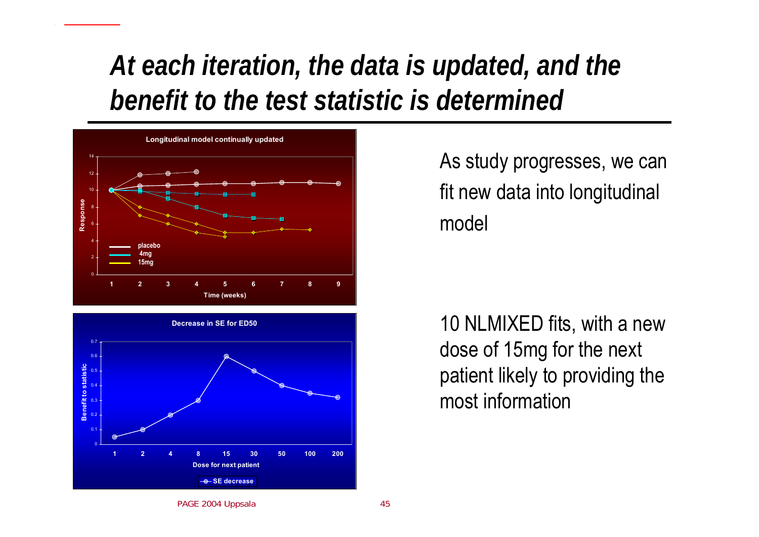# At each iteration, the data is updated, and the benefit to the test statistic is determined

As study progresses, we can fit new data into longitudinal model

10 NLMIXED fits, with a new dose of 15mg for the next patient likely to providing the most information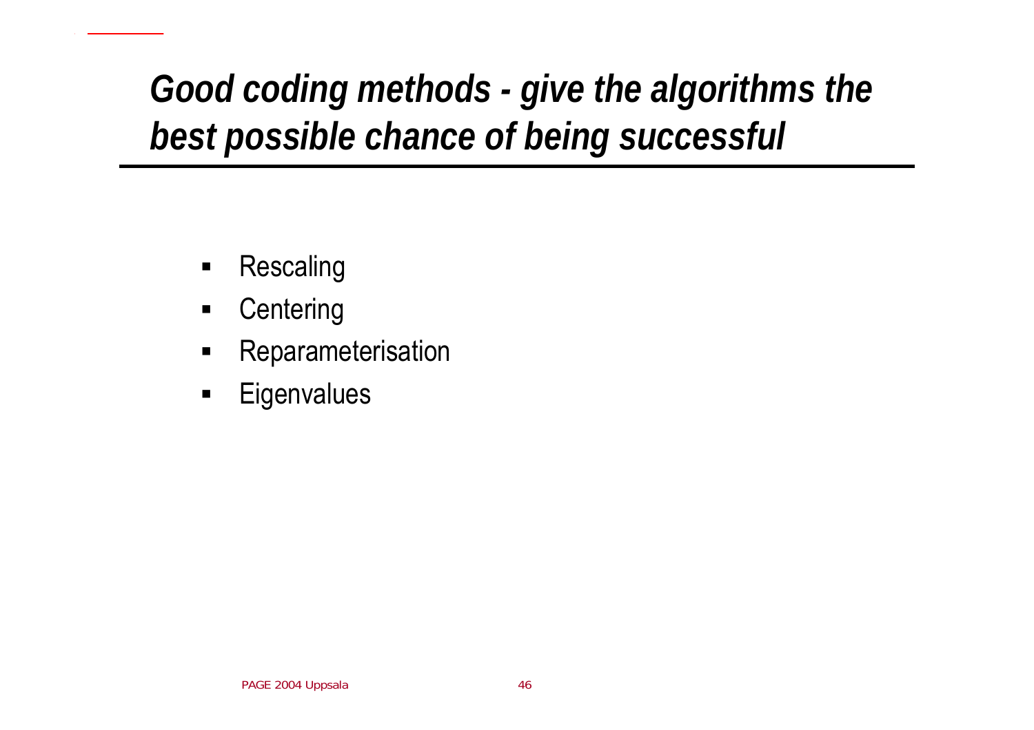# *Good coding methods - give the algorithms the best possible chance of being successful*

- Rescaling
- Centering
- Reparameterisation
- Eigenvalues